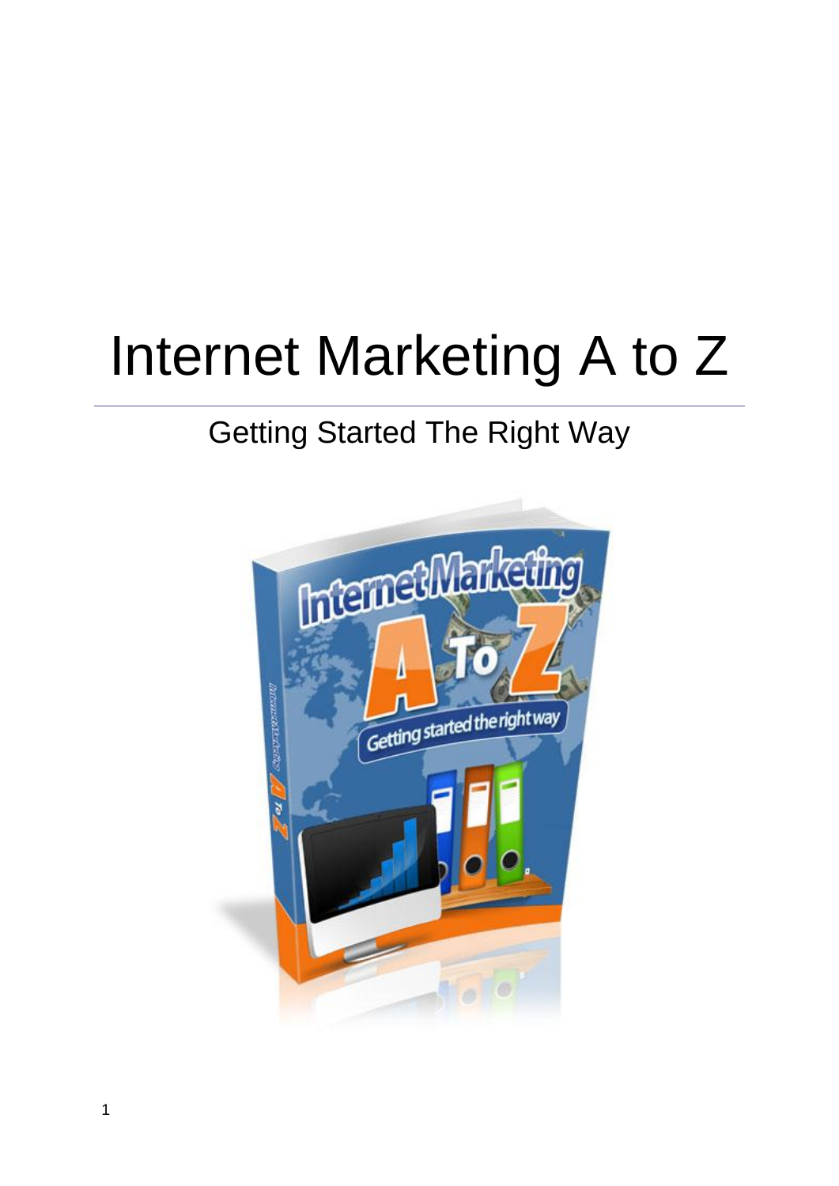# Internet Marketing A to Z

## Getting Started The Right Way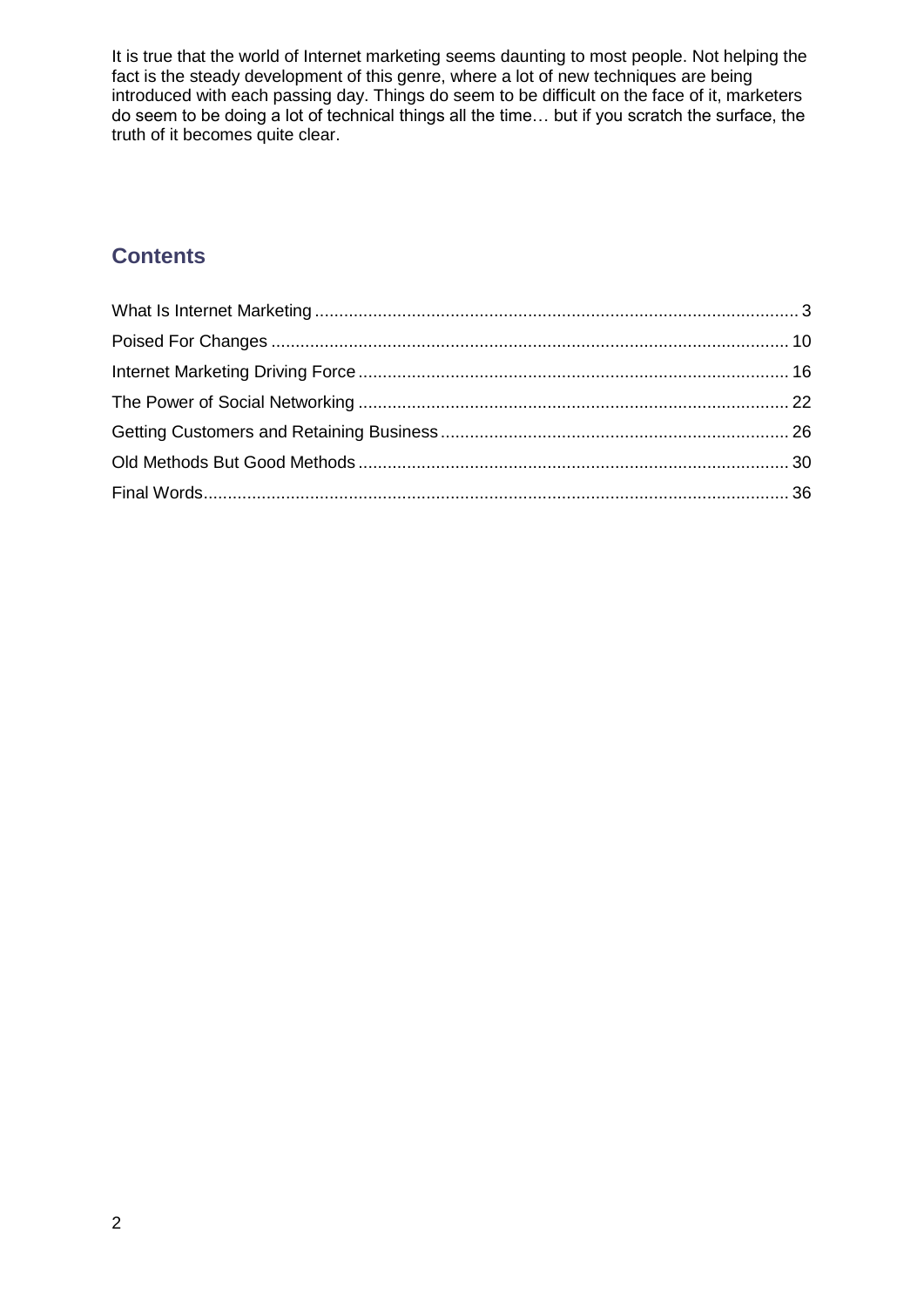It is true that the world of Internet marketing seems daunting to most people. Not helping the fact is the steady development of this genre, where a lot of new techniques are being introduced with each passing day. Things do seem to be difficult on the face of it, marketers do seem to be doing a lot of technical things all the time… but if you scratch the surface, the truth of it becomes quite clear.

## Contents

What Is Internet Marketing .................................................................................................... 3
Poised For Changes ........................................................................................................... 10
Internet Marketing Driving Force ......................................................................................... 16
The Power of Social Networking ......................................................................................... 22
Getting Customers and Retaining Business ........................................................................ 26
Old Methods But Good Methods ......................................................................................... 30
Final Words......................................................................................................................... 36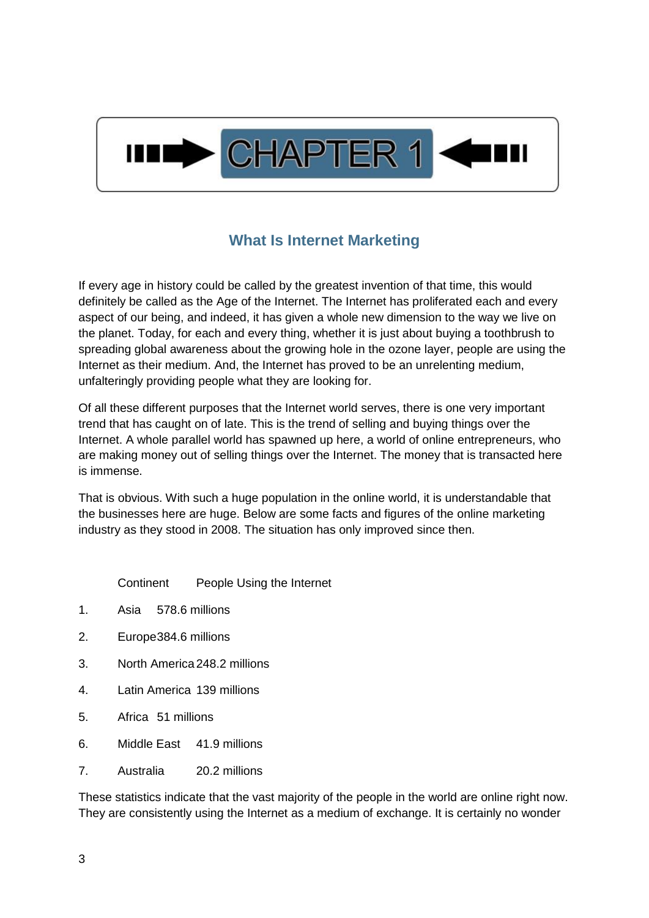# CHAPTER 1

## What Is Internet Marketing

If every age in history could be called by the greatest invention of that time, this would definitely be called as the Age of the Internet. The Internet has proliferated each and every aspect of our being, and indeed, it has given a whole new dimension to the way we live on the planet. Today, for each and every thing, whether it is just about buying a toothbrush to spreading global awareness about the growing hole in the ozone layer, people are using the Internet as their medium. And, the Internet has proved to be an unrelenting medium, unfalteringly providing people what they are looking for.

Of all these different purposes that the Internet world serves, there is one very important trend that has caught on of late. This is the trend of selling and buying things over the Internet. A whole parallel world has spawned up here, a world of online entrepreneurs, who are making money out of selling things over the Internet. The money that is transacted here is immense.

That is obvious. With such a huge population in the online world, it is understandable that the businesses here are huge. Below are some facts and figures of the online marketing industry as they stood in 2008. The situation has only improved since then.

| | Continent | People Using the Internet |
|---|---|---|
| 1. | Asia | 578.6 millions |
| 2. | Europe | 384.6 millions |
| 3. | North America | 248.2 millions |
| 4. | Latin America | 139 millions |
| 5. | Africa | 51 millions |
| 6. | Middle East | 41.9 millions |
| 7. | Australia | 20.2 millions |

These statistics indicate that the vast majority of the people in the world are online right now. They are consistently using the Internet as a medium of exchange. It is certainly no wonder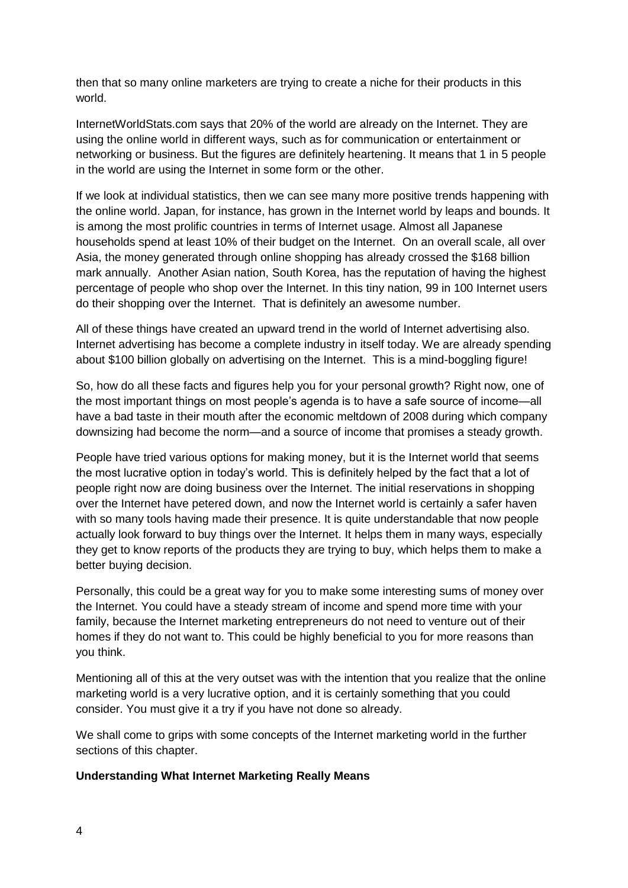then that so many online marketers are trying to create a niche for their products in this world.

InternetWorldStats.com says that 20% of the world are already on the Internet. They are using the online world in different ways, such as for communication or entertainment or networking or business. But the figures are definitely heartening. It means that 1 in 5 people in the world are using the Internet in some form or the other.

If we look at individual statistics, then we can see many more positive trends happening with the online world. Japan, for instance, has grown in the Internet world by leaps and bounds. It is among the most prolific countries in terms of Internet usage. Almost all Japanese households spend at least 10% of their budget on the Internet. On an overall scale, all over Asia, the money generated through online shopping has already crossed the $168 billion mark annually. Another Asian nation, South Korea, has the reputation of having the highest percentage of people who shop over the Internet. In this tiny nation, 99 in 100 Internet users do their shopping over the Internet. That is definitely an awesome number.

All of these things have created an upward trend in the world of Internet advertising also. Internet advertising has become a complete industry in itself today. We are already spending about $100 billion globally on advertising on the Internet. This is a mind-boggling figure!

So, how do all these facts and figures help you for your personal growth? Right now, one of the most important things on most people's agenda is to have a safe source of income—all have a bad taste in their mouth after the economic meltdown of 2008 during which company downsizing had become the norm—and a source of income that promises a steady growth.

People have tried various options for making money, but it is the Internet world that seems the most lucrative option in today's world. This is definitely helped by the fact that a lot of people right now are doing business over the Internet. The initial reservations in shopping over the Internet have petered down, and now the Internet world is certainly a safer haven with so many tools having made their presence. It is quite understandable that now people actually look forward to buy things over the Internet. It helps them in many ways, especially they get to know reports of the products they are trying to buy, which helps them to make a better buying decision.

Personally, this could be a great way for you to make some interesting sums of money over the Internet. You could have a steady stream of income and spend more time with your family, because the Internet marketing entrepreneurs do not need to venture out of their homes if they do not want to. This could be highly beneficial to you for more reasons than you think.

Mentioning all of this at the very outset was with the intention that you realize that the online marketing world is a very lucrative option, and it is certainly something that you could consider. You must give it a try if you have not done so already.

We shall come to grips with some concepts of the Internet marketing world in the further sections of this chapter.

**Understanding What Internet Marketing Really Means**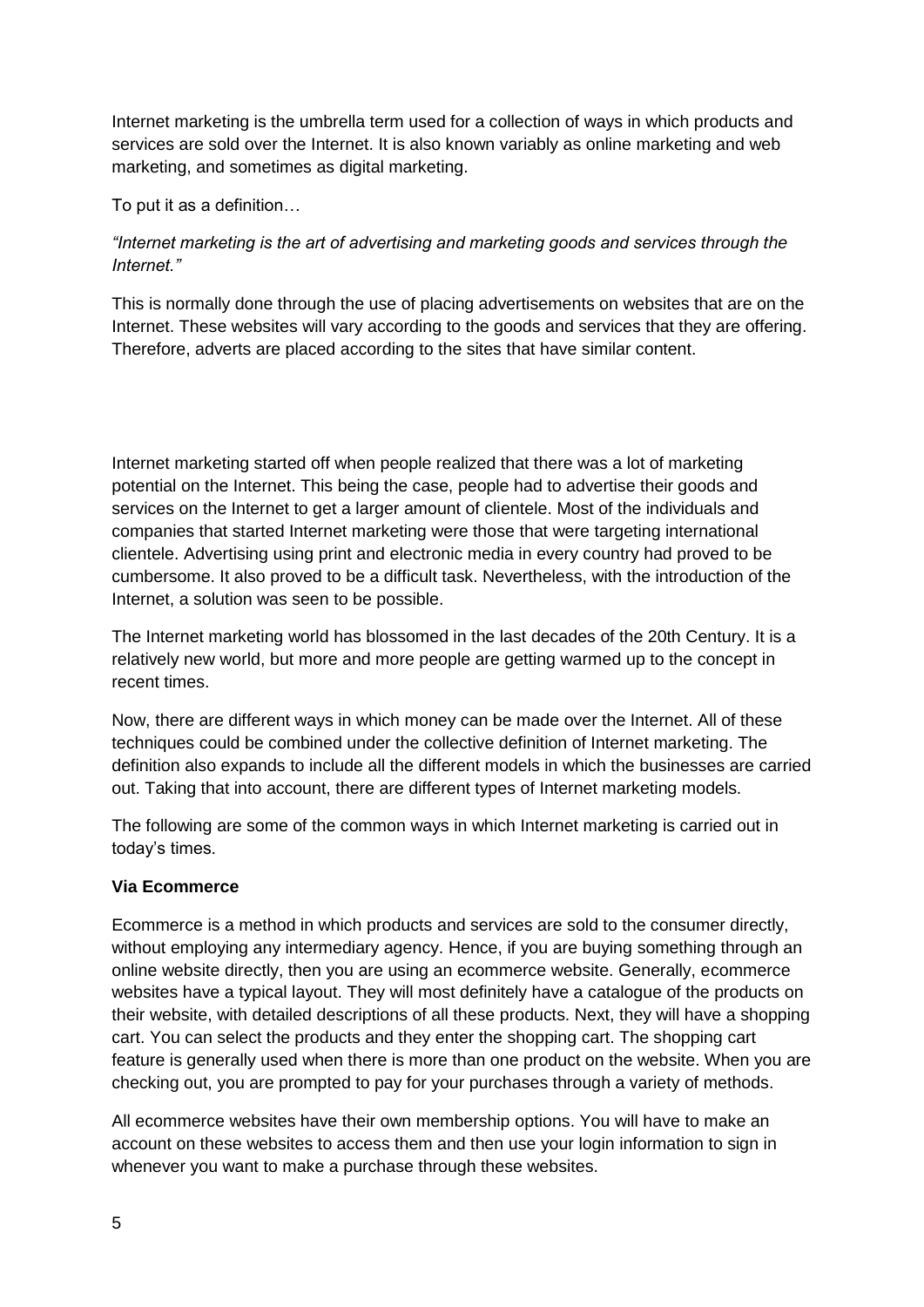Internet marketing is the umbrella term used for a collection of ways in which products and services are sold over the Internet. It is also known variably as online marketing and web marketing, and sometimes as digital marketing.

To put it as a definition…

*"Internet marketing is the art of advertising and marketing goods and services through the Internet."*

This is normally done through the use of placing advertisements on websites that are on the Internet. These websites will vary according to the goods and services that they are offering. Therefore, adverts are placed according to the sites that have similar content.

Internet marketing started off when people realized that there was a lot of marketing potential on the Internet. This being the case, people had to advertise their goods and services on the Internet to get a larger amount of clientele. Most of the individuals and companies that started Internet marketing were those that were targeting international clientele. Advertising using print and electronic media in every country had proved to be cumbersome. It also proved to be a difficult task. Nevertheless, with the introduction of the Internet, a solution was seen to be possible.

The Internet marketing world has blossomed in the last decades of the 20th Century. It is a relatively new world, but more and more people are getting warmed up to the concept in recent times.

Now, there are different ways in which money can be made over the Internet. All of these techniques could be combined under the collective definition of Internet marketing. The definition also expands to include all the different models in which the businesses are carried out. Taking that into account, there are different types of Internet marketing models.

The following are some of the common ways in which Internet marketing is carried out in today's times.

**Via Ecommerce**

Ecommerce is a method in which products and services are sold to the consumer directly, without employing any intermediary agency. Hence, if you are buying something through an online website directly, then you are using an ecommerce website. Generally, ecommerce websites have a typical layout. They will most definitely have a catalogue of the products on their website, with detailed descriptions of all these products. Next, they will have a shopping cart. You can select the products and they enter the shopping cart. The shopping cart feature is generally used when there is more than one product on the website. When you are checking out, you are prompted to pay for your purchases through a variety of methods.

All ecommerce websites have their own membership options. You will have to make an account on these websites to access them and then use your login information to sign in whenever you want to make a purchase through these websites.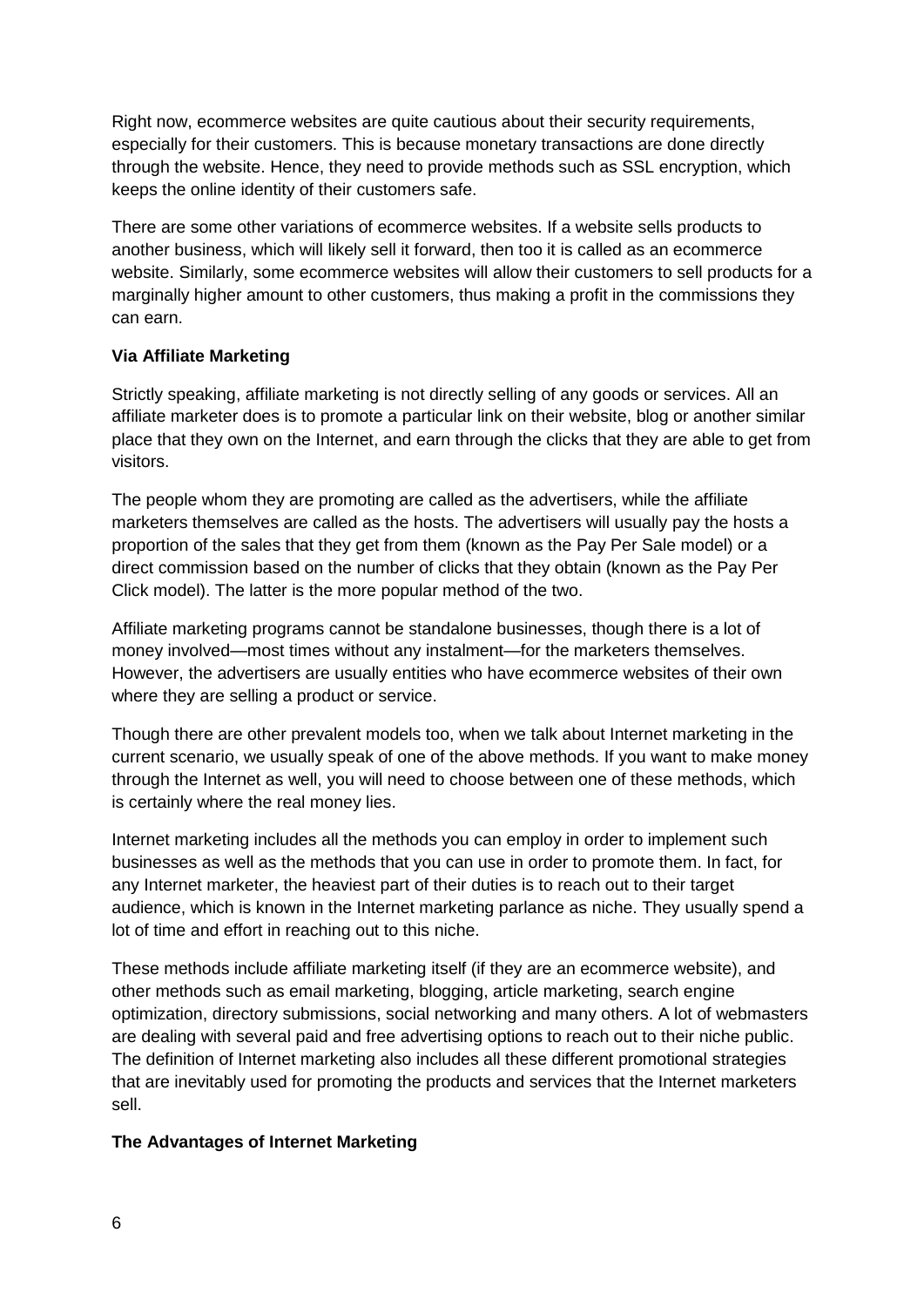Right now, ecommerce websites are quite cautious about their security requirements, especially for their customers. This is because monetary transactions are done directly through the website. Hence, they need to provide methods such as SSL encryption, which keeps the online identity of their customers safe.

There are some other variations of ecommerce websites. If a website sells products to another business, which will likely sell it forward, then too it is called as an ecommerce website. Similarly, some ecommerce websites will allow their customers to sell products for a marginally higher amount to other customers, thus making a profit in the commissions they can earn.

**Via Affiliate Marketing**

Strictly speaking, affiliate marketing is not directly selling of any goods or services. All an affiliate marketer does is to promote a particular link on their website, blog or another similar place that they own on the Internet, and earn through the clicks that they are able to get from visitors.

The people whom they are promoting are called as the advertisers, while the affiliate marketers themselves are called as the hosts. The advertisers will usually pay the hosts a proportion of the sales that they get from them (known as the Pay Per Sale model) or a direct commission based on the number of clicks that they obtain (known as the Pay Per Click model). The latter is the more popular method of the two.

Affiliate marketing programs cannot be standalone businesses, though there is a lot of money involved—most times without any instalment—for the marketers themselves. However, the advertisers are usually entities who have ecommerce websites of their own where they are selling a product or service.

Though there are other prevalent models too, when we talk about Internet marketing in the current scenario, we usually speak of one of the above methods. If you want to make money through the Internet as well, you will need to choose between one of these methods, which is certainly where the real money lies.

Internet marketing includes all the methods you can employ in order to implement such businesses as well as the methods that you can use in order to promote them. In fact, for any Internet marketer, the heaviest part of their duties is to reach out to their target audience, which is known in the Internet marketing parlance as niche. They usually spend a lot of time and effort in reaching out to this niche.

These methods include affiliate marketing itself (if they are an ecommerce website), and other methods such as email marketing, blogging, article marketing, search engine optimization, directory submissions, social networking and many others. A lot of webmasters are dealing with several paid and free advertising options to reach out to their niche public. The definition of Internet marketing also includes all these different promotional strategies that are inevitably used for promoting the products and services that the Internet marketers sell.

**The Advantages of Internet Marketing**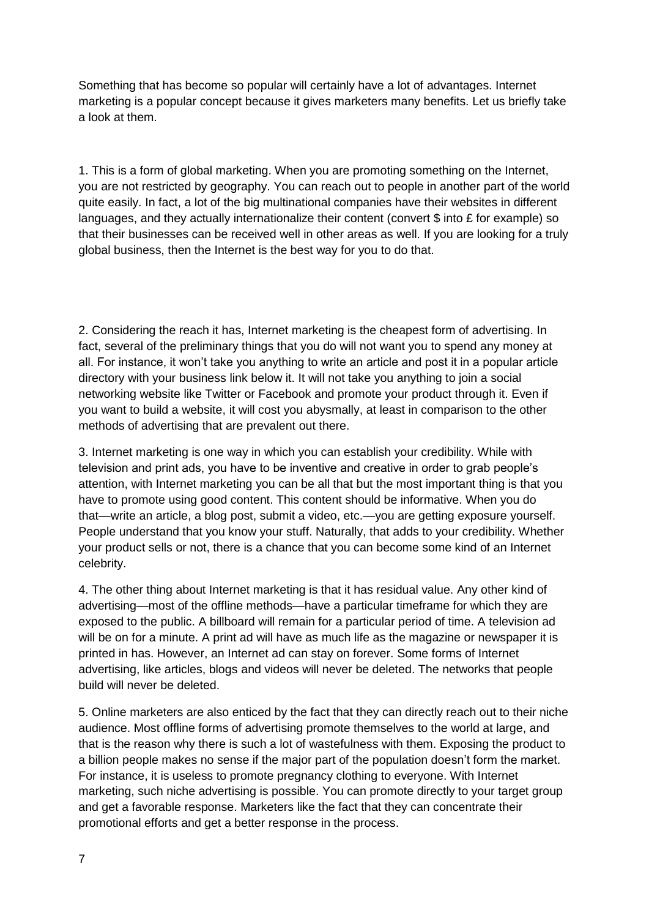Something that has become so popular will certainly have a lot of advantages. Internet marketing is a popular concept because it gives marketers many benefits. Let us briefly take a look at them.

1. This is a form of global marketing. When you are promoting something on the Internet, you are not restricted by geography. You can reach out to people in another part of the world quite easily. In fact, a lot of the big multinational companies have their websites in different languages, and they actually internationalize their content (convert $ into £ for example) so that their businesses can be received well in other areas as well. If you are looking for a truly global business, then the Internet is the best way for you to do that.

2. Considering the reach it has, Internet marketing is the cheapest form of advertising. In fact, several of the preliminary things that you do will not want you to spend any money at all. For instance, it won't take you anything to write an article and post it in a popular article directory with your business link below it. It will not take you anything to join a social networking website like Twitter or Facebook and promote your product through it. Even if you want to build a website, it will cost you abysmally, at least in comparison to the other methods of advertising that are prevalent out there.

3. Internet marketing is one way in which you can establish your credibility. While with television and print ads, you have to be inventive and creative in order to grab people's attention, with Internet marketing you can be all that but the most important thing is that you have to promote using good content. This content should be informative. When you do that—write an article, a blog post, submit a video, etc.—you are getting exposure yourself. People understand that you know your stuff. Naturally, that adds to your credibility. Whether your product sells or not, there is a chance that you can become some kind of an Internet celebrity.

4. The other thing about Internet marketing is that it has residual value. Any other kind of advertising—most of the offline methods—have a particular timeframe for which they are exposed to the public. A billboard will remain for a particular period of time. A television ad will be on for a minute. A print ad will have as much life as the magazine or newspaper it is printed in has. However, an Internet ad can stay on forever. Some forms of Internet advertising, like articles, blogs and videos will never be deleted. The networks that people build will never be deleted.

5. Online marketers are also enticed by the fact that they can directly reach out to their niche audience. Most offline forms of advertising promote themselves to the world at large, and that is the reason why there is such a lot of wastefulness with them. Exposing the product to a billion people makes no sense if the major part of the population doesn't form the market. For instance, it is useless to promote pregnancy clothing to everyone. With Internet marketing, such niche advertising is possible. You can promote directly to your target group and get a favorable response. Marketers like the fact that they can concentrate their promotional efforts and get a better response in the process.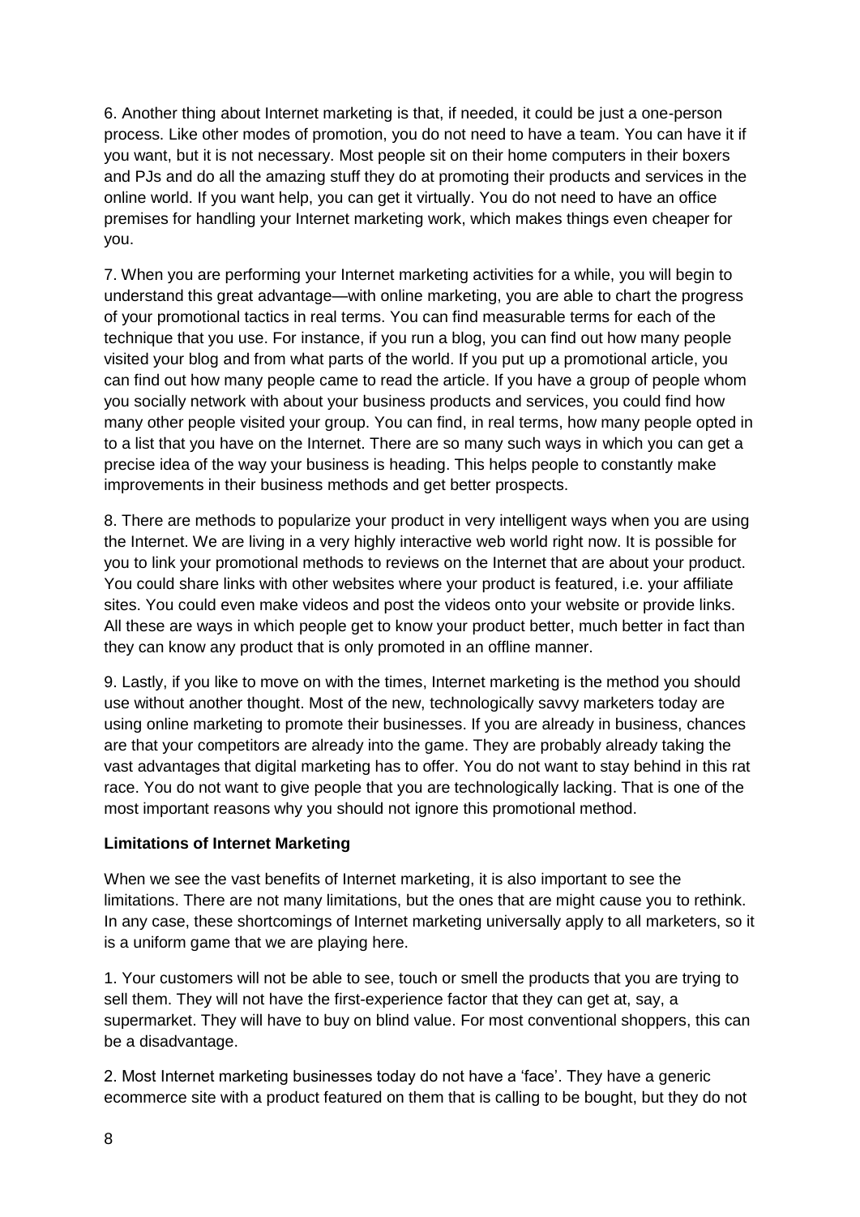6. Another thing about Internet marketing is that, if needed, it could be just a one-person process. Like other modes of promotion, you do not need to have a team. You can have it if you want, but it is not necessary. Most people sit on their home computers in their boxers and PJs and do all the amazing stuff they do at promoting their products and services in the online world. If you want help, you can get it virtually. You do not need to have an office premises for handling your Internet marketing work, which makes things even cheaper for you.

7. When you are performing your Internet marketing activities for a while, you will begin to understand this great advantage—with online marketing, you are able to chart the progress of your promotional tactics in real terms. You can find measurable terms for each of the technique that you use. For instance, if you run a blog, you can find out how many people visited your blog and from what parts of the world. If you put up a promotional article, you can find out how many people came to read the article. If you have a group of people whom you socially network with about your business products and services, you could find how many other people visited your group. You can find, in real terms, how many people opted in to a list that you have on the Internet. There are so many such ways in which you can get a precise idea of the way your business is heading. This helps people to constantly make improvements in their business methods and get better prospects.

8. There are methods to popularize your product in very intelligent ways when you are using the Internet. We are living in a very highly interactive web world right now. It is possible for you to link your promotional methods to reviews on the Internet that are about your product. You could share links with other websites where your product is featured, i.e. your affiliate sites. You could even make videos and post the videos onto your website or provide links. All these are ways in which people get to know your product better, much better in fact than they can know any product that is only promoted in an offline manner.

9. Lastly, if you like to move on with the times, Internet marketing is the method you should use without another thought. Most of the new, technologically savvy marketers today are using online marketing to promote their businesses. If you are already in business, chances are that your competitors are already into the game. They are probably already taking the vast advantages that digital marketing has to offer. You do not want to stay behind in this rat race. You do not want to give people that you are technologically lacking. That is one of the most important reasons why you should not ignore this promotional method.

**Limitations of Internet Marketing**

When we see the vast benefits of Internet marketing, it is also important to see the limitations. There are not many limitations, but the ones that are might cause you to rethink. In any case, these shortcomings of Internet marketing universally apply to all marketers, so it is a uniform game that we are playing here.

1. Your customers will not be able to see, touch or smell the products that you are trying to sell them. They will not have the first-experience factor that they can get at, say, a supermarket. They will have to buy on blind value. For most conventional shoppers, this can be a disadvantage.

2. Most Internet marketing businesses today do not have a 'face'. They have a generic ecommerce site with a product featured on them that is calling to be bought, but they do not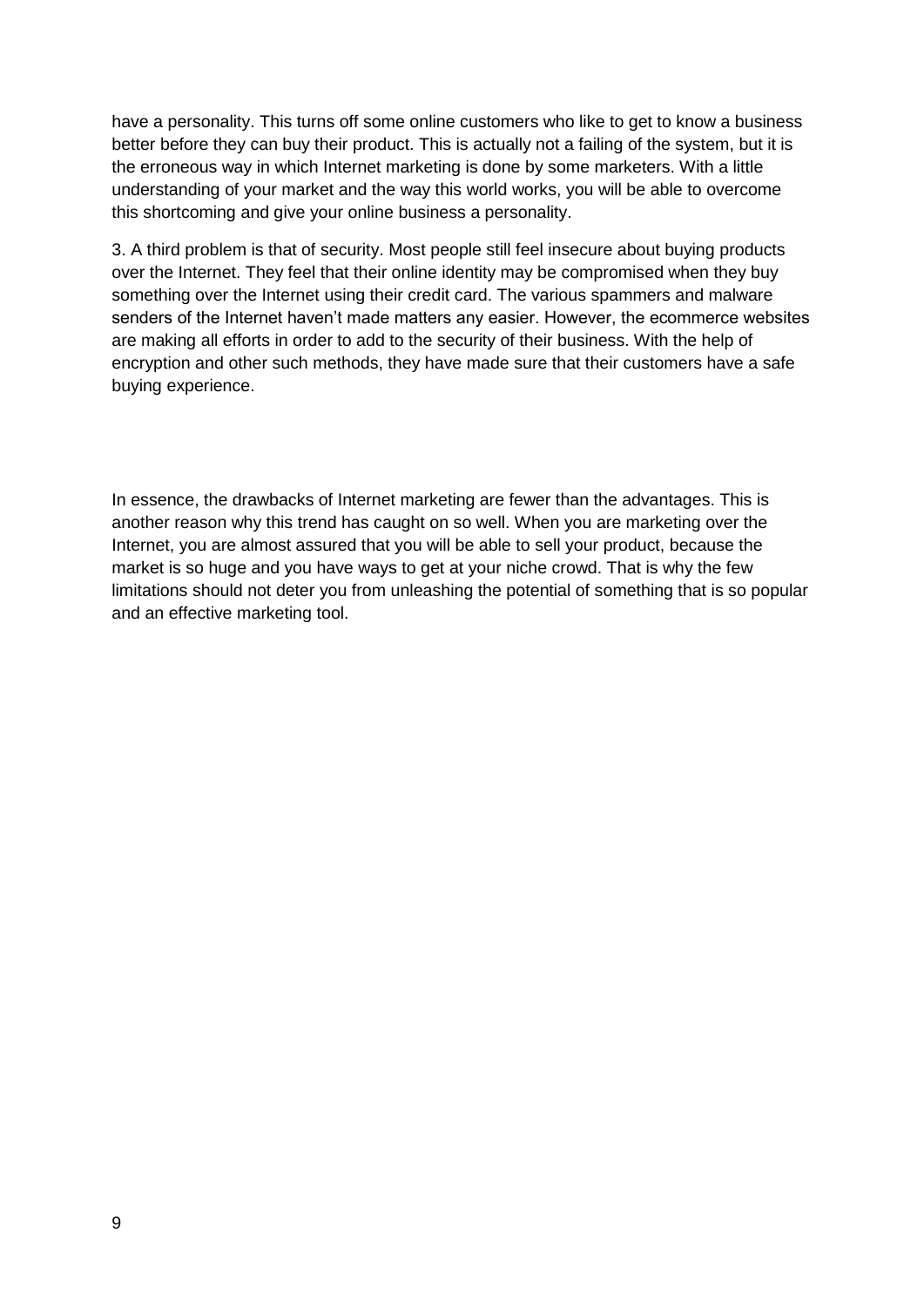have a personality. This turns off some online customers who like to get to know a business better before they can buy their product. This is actually not a failing of the system, but it is the erroneous way in which Internet marketing is done by some marketers. With a little understanding of your market and the way this world works, you will be able to overcome this shortcoming and give your online business a personality.

3. A third problem is that of security. Most people still feel insecure about buying products over the Internet. They feel that their online identity may be compromised when they buy something over the Internet using their credit card. The various spammers and malware senders of the Internet haven't made matters any easier. However, the ecommerce websites are making all efforts in order to add to the security of their business. With the help of encryption and other such methods, they have made sure that their customers have a safe buying experience.

In essence, the drawbacks of Internet marketing are fewer than the advantages. This is another reason why this trend has caught on so well. When you are marketing over the Internet, you are almost assured that you will be able to sell your product, because the market is so huge and you have ways to get at your niche crowd. That is why the few limitations should not deter you from unleashing the potential of something that is so popular and an effective marketing tool.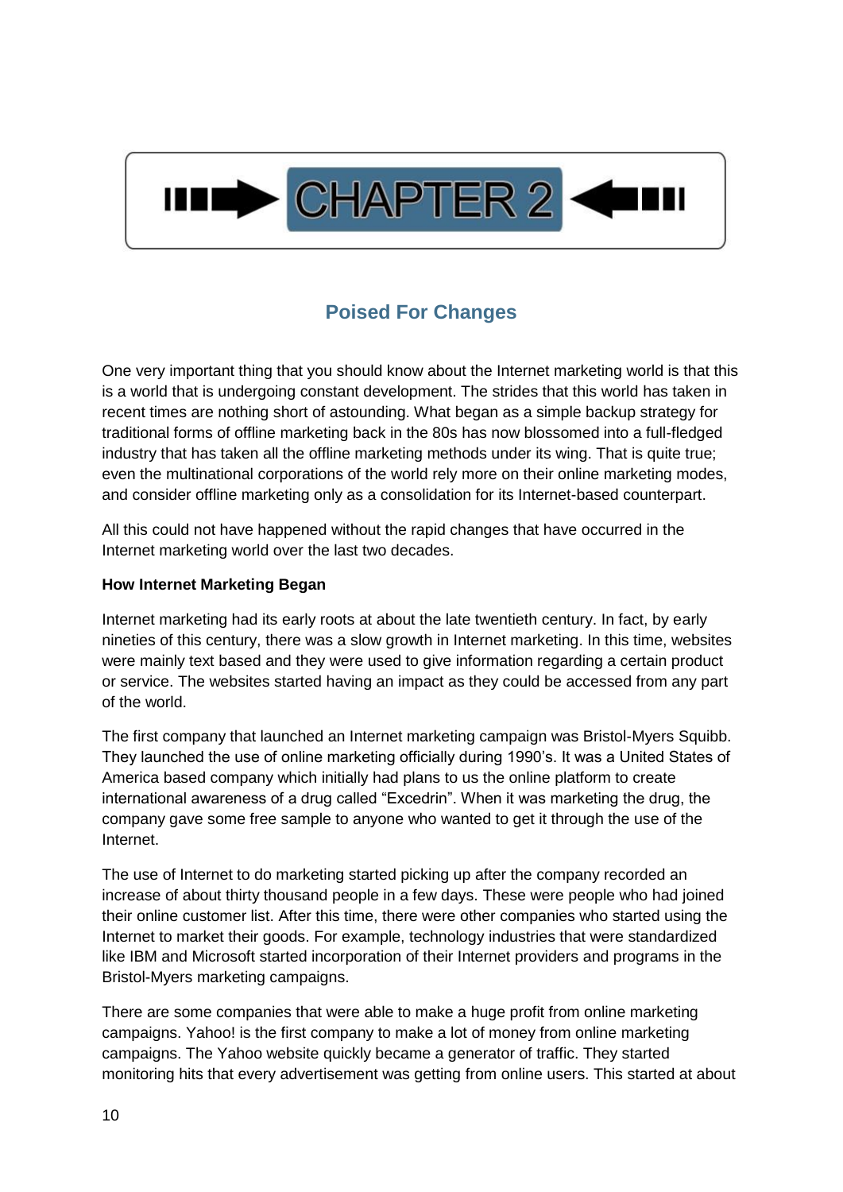# CHAPTER 2

## Poised For Changes

One very important thing that you should know about the Internet marketing world is that this is a world that is undergoing constant development. The strides that this world has taken in recent times are nothing short of astounding. What began as a simple backup strategy for traditional forms of offline marketing back in the 80s has now blossomed into a full-fledged industry that has taken all the offline marketing methods under its wing. That is quite true; even the multinational corporations of the world rely more on their online marketing modes, and consider offline marketing only as a consolidation for its Internet-based counterpart.

All this could not have happened without the rapid changes that have occurred in the Internet marketing world over the last two decades.

**How Internet Marketing Began**

Internet marketing had its early roots at about the late twentieth century. In fact, by early nineties of this century, there was a slow growth in Internet marketing. In this time, websites were mainly text based and they were used to give information regarding a certain product or service. The websites started having an impact as they could be accessed from any part of the world.

The first company that launched an Internet marketing campaign was Bristol-Myers Squibb. They launched the use of online marketing officially during 1990's. It was a United States of America based company which initially had plans to us the online platform to create international awareness of a drug called "Excedrin". When it was marketing the drug, the company gave some free sample to anyone who wanted to get it through the use of the Internet.

The use of Internet to do marketing started picking up after the company recorded an increase of about thirty thousand people in a few days. These were people who had joined their online customer list. After this time, there were other companies who started using the Internet to market their goods. For example, technology industries that were standardized like IBM and Microsoft started incorporation of their Internet providers and programs in the Bristol-Myers marketing campaigns.

There are some companies that were able to make a huge profit from online marketing campaigns. Yahoo! is the first company to make a lot of money from online marketing campaigns. The Yahoo website quickly became a generator of traffic. They started monitoring hits that every advertisement was getting from online users. This started at about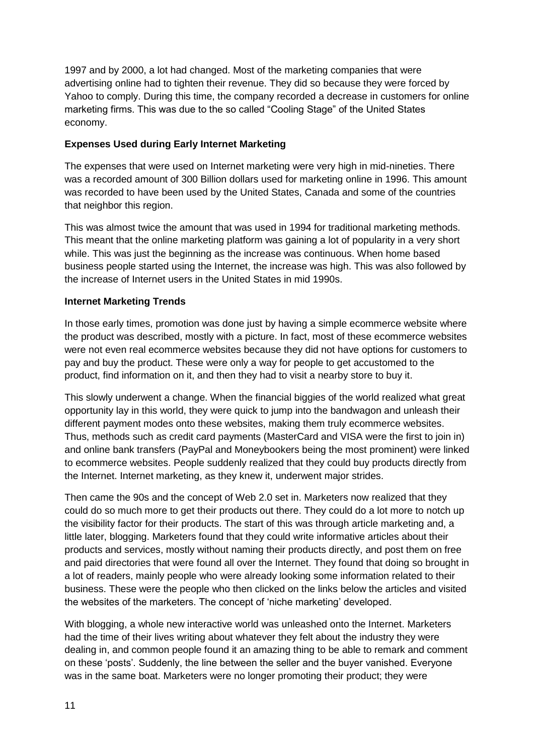1997 and by 2000, a lot had changed. Most of the marketing companies that were advertising online had to tighten their revenue. They did so because they were forced by Yahoo to comply. During this time, the company recorded a decrease in customers for online marketing firms. This was due to the so called "Cooling Stage" of the United States economy.

**Expenses Used during Early Internet Marketing**

The expenses that were used on Internet marketing were very high in mid-nineties. There was a recorded amount of 300 Billion dollars used for marketing online in 1996. This amount was recorded to have been used by the United States, Canada and some of the countries that neighbor this region.

This was almost twice the amount that was used in 1994 for traditional marketing methods. This meant that the online marketing platform was gaining a lot of popularity in a very short while. This was just the beginning as the increase was continuous. When home based business people started using the Internet, the increase was high. This was also followed by the increase of Internet users in the United States in mid 1990s.

**Internet Marketing Trends**

In those early times, promotion was done just by having a simple ecommerce website where the product was described, mostly with a picture. In fact, most of these ecommerce websites were not even real ecommerce websites because they did not have options for customers to pay and buy the product. These were only a way for people to get accustomed to the product, find information on it, and then they had to visit a nearby store to buy it.

This slowly underwent a change. When the financial biggies of the world realized what great opportunity lay in this world, they were quick to jump into the bandwagon and unleash their different payment modes onto these websites, making them truly ecommerce websites. Thus, methods such as credit card payments (MasterCard and VISA were the first to join in) and online bank transfers (PayPal and Moneybookers being the most prominent) were linked to ecommerce websites. People suddenly realized that they could buy products directly from the Internet. Internet marketing, as they knew it, underwent major strides.

Then came the 90s and the concept of Web 2.0 set in. Marketers now realized that they could do so much more to get their products out there. They could do a lot more to notch up the visibility factor for their products. The start of this was through article marketing and, a little later, blogging. Marketers found that they could write informative articles about their products and services, mostly without naming their products directly, and post them on free and paid directories that were found all over the Internet. They found that doing so brought in a lot of readers, mainly people who were already looking some information related to their business. These were the people who then clicked on the links below the articles and visited the websites of the marketers. The concept of 'niche marketing' developed.

With blogging, a whole new interactive world was unleashed onto the Internet. Marketers had the time of their lives writing about whatever they felt about the industry they were dealing in, and common people found it an amazing thing to be able to remark and comment on these 'posts'. Suddenly, the line between the seller and the buyer vanished. Everyone was in the same boat. Marketers were no longer promoting their product; they were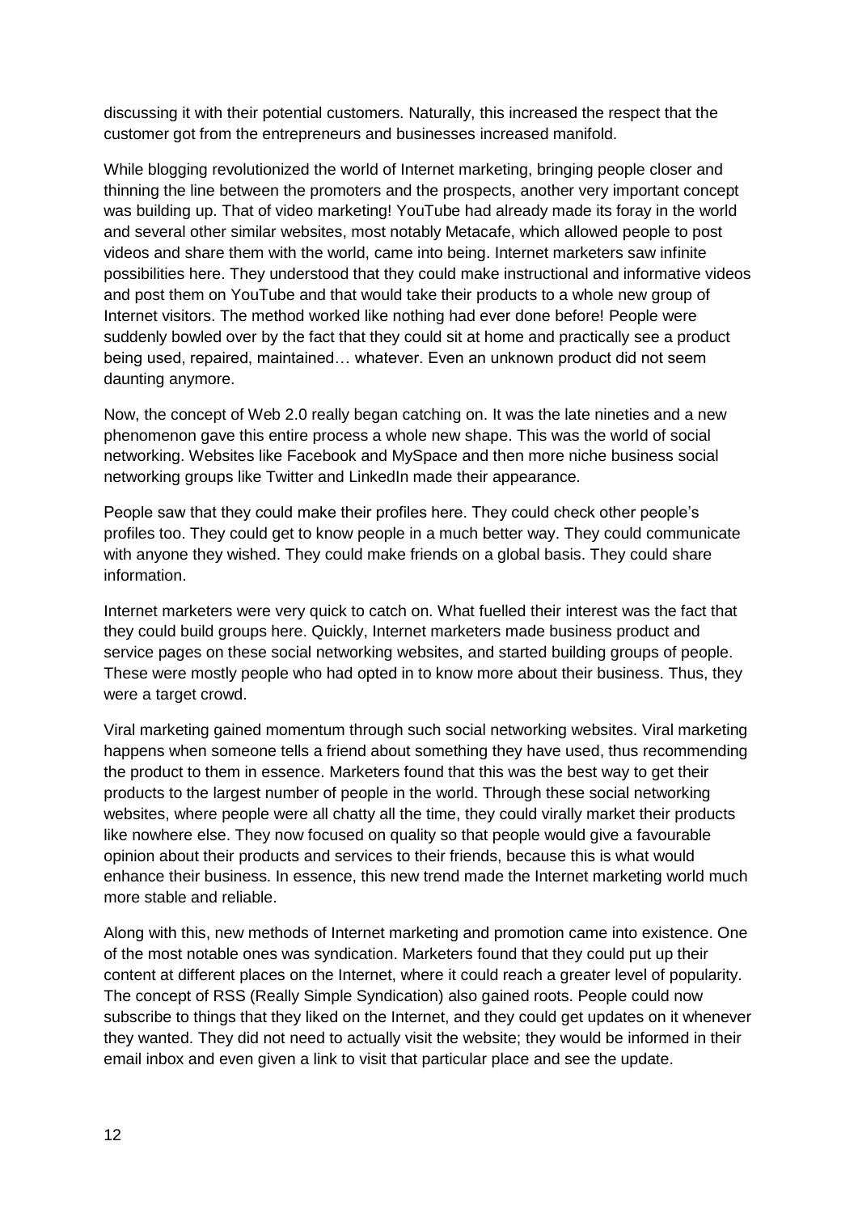discussing it with their potential customers. Naturally, this increased the respect that the customer got from the entrepreneurs and businesses increased manifold.

While blogging revolutionized the world of Internet marketing, bringing people closer and thinning the line between the promoters and the prospects, another very important concept was building up. That of video marketing! YouTube had already made its foray in the world and several other similar websites, most notably Metacafe, which allowed people to post videos and share them with the world, came into being. Internet marketers saw infinite possibilities here. They understood that they could make instructional and informative videos and post them on YouTube and that would take their products to a whole new group of Internet visitors. The method worked like nothing had ever done before! People were suddenly bowled over by the fact that they could sit at home and practically see a product being used, repaired, maintained… whatever. Even an unknown product did not seem daunting anymore.

Now, the concept of Web 2.0 really began catching on. It was the late nineties and a new phenomenon gave this entire process a whole new shape. This was the world of social networking. Websites like Facebook and MySpace and then more niche business social networking groups like Twitter and LinkedIn made their appearance.

People saw that they could make their profiles here. They could check other people's profiles too. They could get to know people in a much better way. They could communicate with anyone they wished. They could make friends on a global basis. They could share information.

Internet marketers were very quick to catch on. What fuelled their interest was the fact that they could build groups here. Quickly, Internet marketers made business product and service pages on these social networking websites, and started building groups of people. These were mostly people who had opted in to know more about their business. Thus, they were a target crowd.

Viral marketing gained momentum through such social networking websites. Viral marketing happens when someone tells a friend about something they have used, thus recommending the product to them in essence. Marketers found that this was the best way to get their products to the largest number of people in the world. Through these social networking websites, where people were all chatty all the time, they could virally market their products like nowhere else. They now focused on quality so that people would give a favourable opinion about their products and services to their friends, because this is what would enhance their business. In essence, this new trend made the Internet marketing world much more stable and reliable.

Along with this, new methods of Internet marketing and promotion came into existence. One of the most notable ones was syndication. Marketers found that they could put up their content at different places on the Internet, where it could reach a greater level of popularity. The concept of RSS (Really Simple Syndication) also gained roots. People could now subscribe to things that they liked on the Internet, and they could get updates on it whenever they wanted. They did not need to actually visit the website; they would be informed in their email inbox and even given a link to visit that particular place and see the update.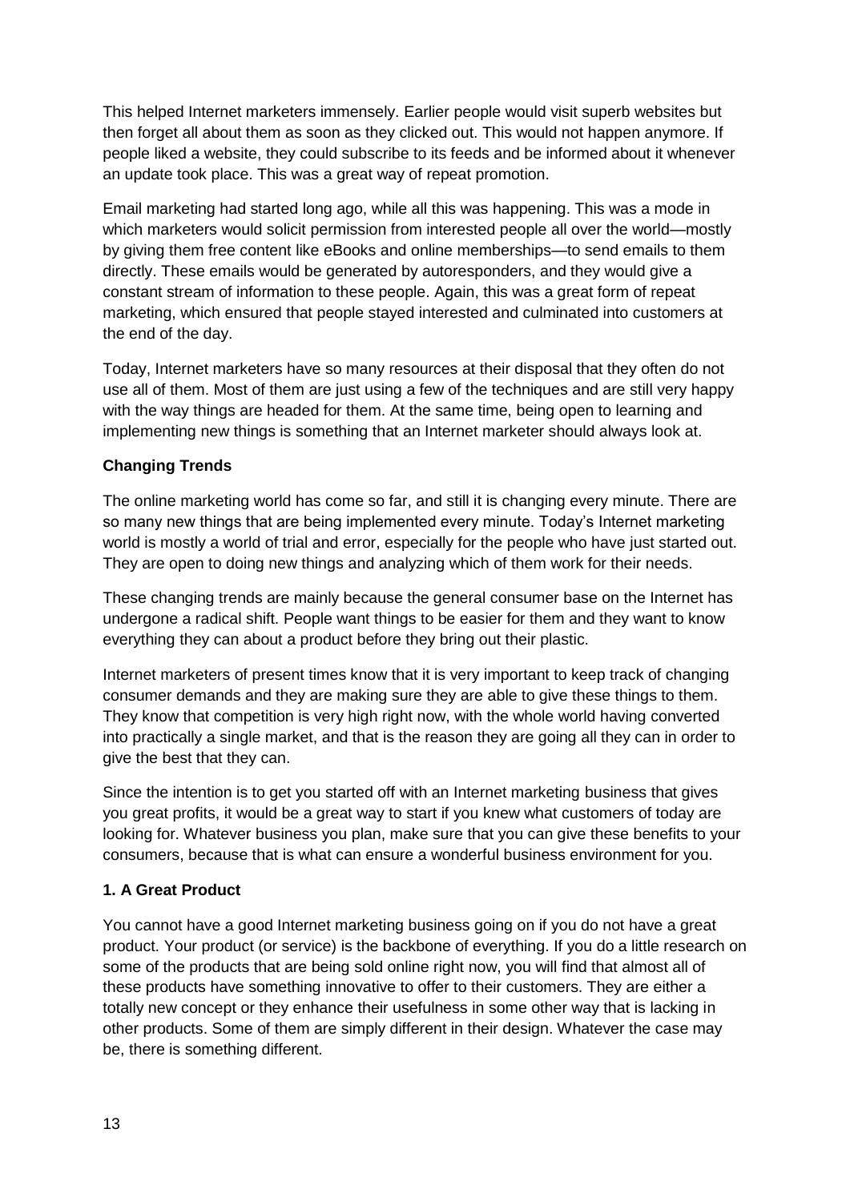This helped Internet marketers immensely. Earlier people would visit superb websites but then forget all about them as soon as they clicked out. This would not happen anymore. If people liked a website, they could subscribe to its feeds and be informed about it whenever an update took place. This was a great way of repeat promotion.

Email marketing had started long ago, while all this was happening. This was a mode in which marketers would solicit permission from interested people all over the world—mostly by giving them free content like eBooks and online memberships—to send emails to them directly. These emails would be generated by autoresponders, and they would give a constant stream of information to these people. Again, this was a great form of repeat marketing, which ensured that people stayed interested and culminated into customers at the end of the day.

Today, Internet marketers have so many resources at their disposal that they often do not use all of them. Most of them are just using a few of the techniques and are still very happy with the way things are headed for them. At the same time, being open to learning and implementing new things is something that an Internet marketer should always look at.

### Changing Trends

The online marketing world has come so far, and still it is changing every minute. There are so many new things that are being implemented every minute. Today's Internet marketing world is mostly a world of trial and error, especially for the people who have just started out. They are open to doing new things and analyzing which of them work for their needs.

These changing trends are mainly because the general consumer base on the Internet has undergone a radical shift. People want things to be easier for them and they want to know everything they can about a product before they bring out their plastic.

Internet marketers of present times know that it is very important to keep track of changing consumer demands and they are making sure they are able to give these things to them. They know that competition is very high right now, with the whole world having converted into practically a single market, and that is the reason they are going all they can in order to give the best that they can.

Since the intention is to get you started off with an Internet marketing business that gives you great profits, it would be a great way to start if you knew what customers of today are looking for. Whatever business you plan, make sure that you can give these benefits to your consumers, because that is what can ensure a wonderful business environment for you.

### 1. A Great Product

You cannot have a good Internet marketing business going on if you do not have a great product. Your product (or service) is the backbone of everything. If you do a little research on some of the products that are being sold online right now, you will find that almost all of these products have something innovative to offer to their customers. They are either a totally new concept or they enhance their usefulness in some other way that is lacking in other products. Some of them are simply different in their design. Whatever the case may be, there is something different.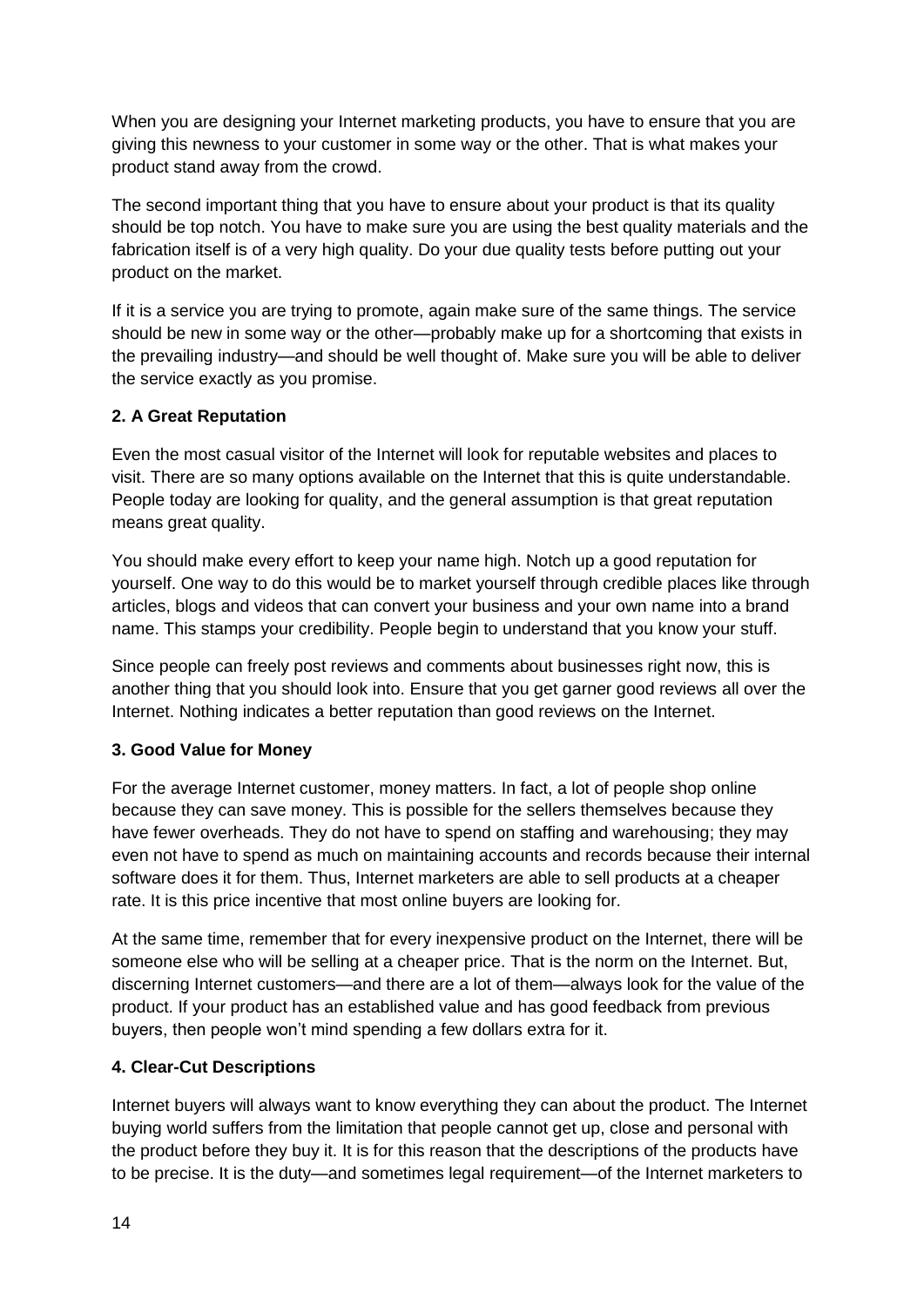When you are designing your Internet marketing products, you have to ensure that you are giving this newness to your customer in some way or the other. That is what makes your product stand away from the crowd.

The second important thing that you have to ensure about your product is that its quality should be top notch. You have to make sure you are using the best quality materials and the fabrication itself is of a very high quality. Do your due quality tests before putting out your product on the market.

If it is a service you are trying to promote, again make sure of the same things. The service should be new in some way or the other—probably make up for a shortcoming that exists in the prevailing industry—and should be well thought of. Make sure you will be able to deliver the service exactly as you promise.

**2. A Great Reputation**

Even the most casual visitor of the Internet will look for reputable websites and places to visit. There are so many options available on the Internet that this is quite understandable. People today are looking for quality, and the general assumption is that great reputation means great quality.

You should make every effort to keep your name high. Notch up a good reputation for yourself. One way to do this would be to market yourself through credible places like through articles, blogs and videos that can convert your business and your own name into a brand name. This stamps your credibility. People begin to understand that you know your stuff.

Since people can freely post reviews and comments about businesses right now, this is another thing that you should look into. Ensure that you get garner good reviews all over the Internet. Nothing indicates a better reputation than good reviews on the Internet.

**3. Good Value for Money**

For the average Internet customer, money matters. In fact, a lot of people shop online because they can save money. This is possible for the sellers themselves because they have fewer overheads. They do not have to spend on staffing and warehousing; they may even not have to spend as much on maintaining accounts and records because their internal software does it for them. Thus, Internet marketers are able to sell products at a cheaper rate. It is this price incentive that most online buyers are looking for.

At the same time, remember that for every inexpensive product on the Internet, there will be someone else who will be selling at a cheaper price. That is the norm on the Internet. But, discerning Internet customers—and there are a lot of them—always look for the value of the product. If your product has an established value and has good feedback from previous buyers, then people won't mind spending a few dollars extra for it.

**4. Clear-Cut Descriptions**

Internet buyers will always want to know everything they can about the product. The Internet buying world suffers from the limitation that people cannot get up, close and personal with the product before they buy it. It is for this reason that the descriptions of the products have to be precise. It is the duty—and sometimes legal requirement—of the Internet marketers to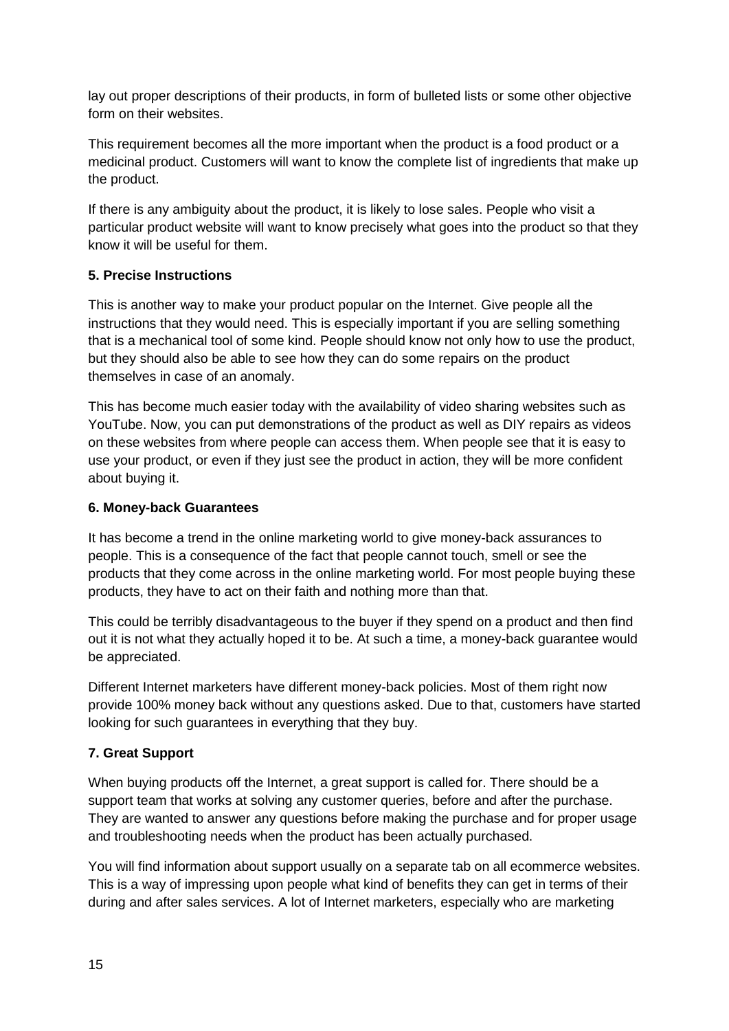lay out proper descriptions of their products, in form of bulleted lists or some other objective form on their websites.

This requirement becomes all the more important when the product is a food product or a medicinal product. Customers will want to know the complete list of ingredients that make up the product.

If there is any ambiguity about the product, it is likely to lose sales. People who visit a particular product website will want to know precisely what goes into the product so that they know it will be useful for them.

**5. Precise Instructions**

This is another way to make your product popular on the Internet. Give people all the instructions that they would need. This is especially important if you are selling something that is a mechanical tool of some kind. People should know not only how to use the product, but they should also be able to see how they can do some repairs on the product themselves in case of an anomaly.

This has become much easier today with the availability of video sharing websites such as YouTube. Now, you can put demonstrations of the product as well as DIY repairs as videos on these websites from where people can access them. When people see that it is easy to use your product, or even if they just see the product in action, they will be more confident about buying it.

**6. Money-back Guarantees**

It has become a trend in the online marketing world to give money-back assurances to people. This is a consequence of the fact that people cannot touch, smell or see the products that they come across in the online marketing world. For most people buying these products, they have to act on their faith and nothing more than that.

This could be terribly disadvantageous to the buyer if they spend on a product and then find out it is not what they actually hoped it to be. At such a time, a money-back guarantee would be appreciated.

Different Internet marketers have different money-back policies. Most of them right now provide 100% money back without any questions asked. Due to that, customers have started looking for such guarantees in everything that they buy.

**7. Great Support**

When buying products off the Internet, a great support is called for. There should be a support team that works at solving any customer queries, before and after the purchase. They are wanted to answer any questions before making the purchase and for proper usage and troubleshooting needs when the product has been actually purchased.

You will find information about support usually on a separate tab on all ecommerce websites. This is a way of impressing upon people what kind of benefits they can get in terms of their during and after sales services. A lot of Internet marketers, especially who are marketing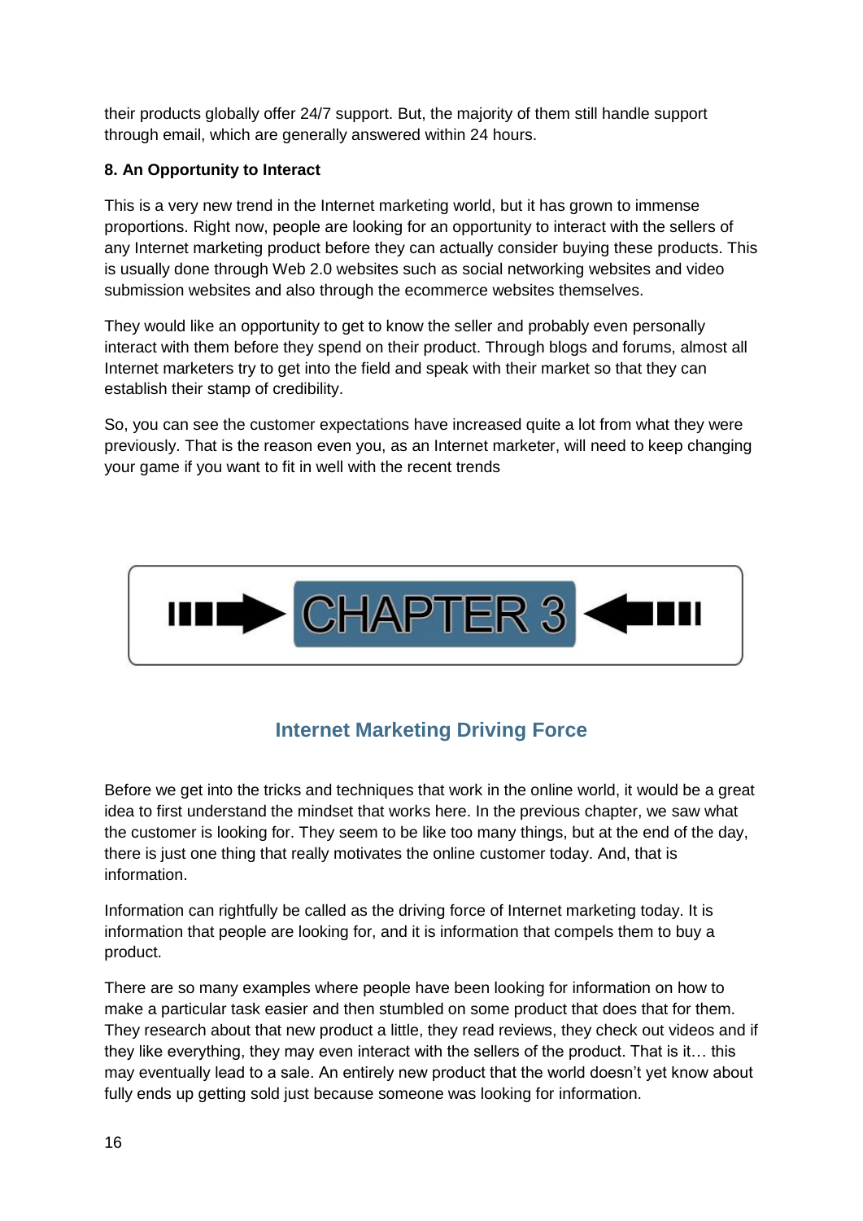their products globally offer 24/7 support. But, the majority of them still handle support through email, which are generally answered within 24 hours.

**8. An Opportunity to Interact**

This is a very new trend in the Internet marketing world, but it has grown to immense proportions. Right now, people are looking for an opportunity to interact with the sellers of any Internet marketing product before they can actually consider buying these products. This is usually done through Web 2.0 websites such as social networking websites and video submission websites and also through the ecommerce websites themselves.

They would like an opportunity to get to know the seller and probably even personally interact with them before they spend on their product. Through blogs and forums, almost all Internet marketers try to get into the field and speak with their market so that they can establish their stamp of credibility.

So, you can see the customer expectations have increased quite a lot from what they were previously. That is the reason even you, as an Internet marketer, will need to keep changing your game if you want to fit in well with the recent trends

# CHAPTER 3

## Internet Marketing Driving Force

Before we get into the tricks and techniques that work in the online world, it would be a great idea to first understand the mindset that works here. In the previous chapter, we saw what the customer is looking for. They seem to be like too many things, but at the end of the day, there is just one thing that really motivates the online customer today. And, that is information.

Information can rightfully be called as the driving force of Internet marketing today. It is information that people are looking for, and it is information that compels them to buy a product.

There are so many examples where people have been looking for information on how to make a particular task easier and then stumbled on some product that does that for them. They research about that new product a little, they read reviews, they check out videos and if they like everything, they may even interact with the sellers of the product. That is it… this may eventually lead to a sale. An entirely new product that the world doesn't yet know about fully ends up getting sold just because someone was looking for information.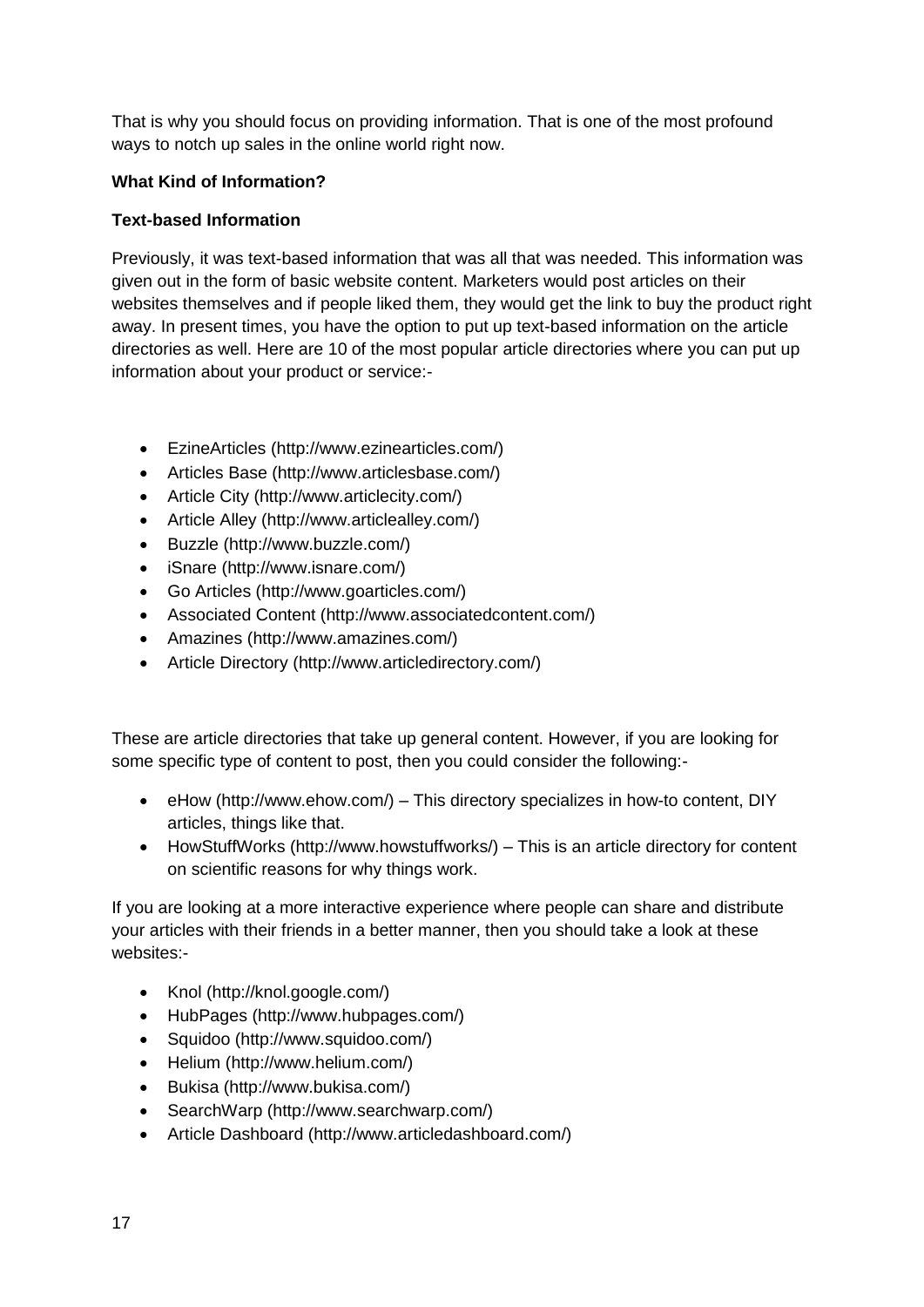That is why you should focus on providing information. That is one of the most profound ways to notch up sales in the online world right now.

**What Kind of Information?**

**Text-based Information**

Previously, it was text-based information that was all that was needed. This information was given out in the form of basic website content. Marketers would post articles on their websites themselves and if people liked them, they would get the link to buy the product right away. In present times, you have the option to put up text-based information on the article directories as well. Here are 10 of the most popular article directories where you can put up information about your product or service:-

- EzineArticles (http://www.ezinearticles.com/)
- Articles Base (http://www.articlesbase.com/)
- Article City (http://www.articlecity.com/)
- Article Alley (http://www.articlealley.com/)
- Buzzle (http://www.buzzle.com/)
- iSnare (http://www.isnare.com/)
- Go Articles (http://www.goarticles.com/)
- Associated Content (http://www.associatedcontent.com/)
- Amazines (http://www.amazines.com/)
- Article Directory (http://www.articledirectory.com/)

These are article directories that take up general content. However, if you are looking for some specific type of content to post, then you could consider the following:-

- eHow (http://www.ehow.com/) – This directory specializes in how-to content, DIY articles, things like that.
- HowStuffWorks (http://www.howstuffworks/) – This is an article directory for content on scientific reasons for why things work.

If you are looking at a more interactive experience where people can share and distribute your articles with their friends in a better manner, then you should take a look at these websites:-

- Knol (http://knol.google.com/)
- HubPages (http://www.hubpages.com/)
- Squidoo (http://www.squidoo.com/)
- Helium (http://www.helium.com/)
- Bukisa (http://www.bukisa.com/)
- SearchWarp (http://www.searchwarp.com/)
- Article Dashboard (http://www.articledashboard.com/)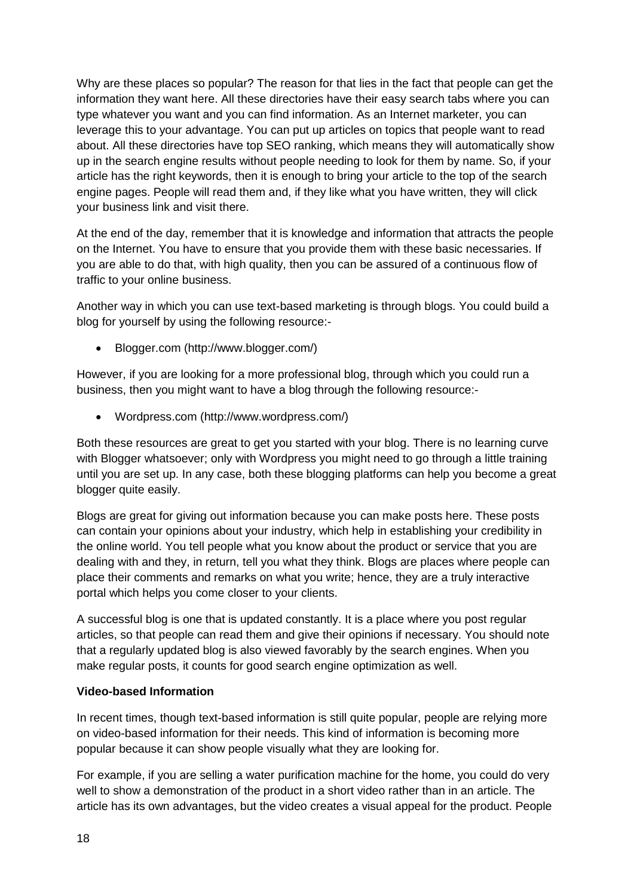Why are these places so popular? The reason for that lies in the fact that people can get the information they want here. All these directories have their easy search tabs where you can type whatever you want and you can find information. As an Internet marketer, you can leverage this to your advantage. You can put up articles on topics that people want to read about. All these directories have top SEO ranking, which means they will automatically show up in the search engine results without people needing to look for them by name. So, if your article has the right keywords, then it is enough to bring your article to the top of the search engine pages. People will read them and, if they like what you have written, they will click your business link and visit there.

At the end of the day, remember that it is knowledge and information that attracts the people on the Internet. You have to ensure that you provide them with these basic necessaries. If you are able to do that, with high quality, then you can be assured of a continuous flow of traffic to your online business.

Another way in which you can use text-based marketing is through blogs. You could build a blog for yourself by using the following resource:-

- Blogger.com (http://www.blogger.com/)

However, if you are looking for a more professional blog, through which you could run a business, then you might want to have a blog through the following resource:-

- Wordpress.com (http://www.wordpress.com/)

Both these resources are great to get you started with your blog. There is no learning curve with Blogger whatsoever; only with Wordpress you might need to go through a little training until you are set up. In any case, both these blogging platforms can help you become a great blogger quite easily.

Blogs are great for giving out information because you can make posts here. These posts can contain your opinions about your industry, which help in establishing your credibility in the online world. You tell people what you know about the product or service that you are dealing with and they, in return, tell you what they think. Blogs are places where people can place their comments and remarks on what you write; hence, they are a truly interactive portal which helps you come closer to your clients.

A successful blog is one that is updated constantly. It is a place where you post regular articles, so that people can read them and give their opinions if necessary. You should note that a regularly updated blog is also viewed favorably by the search engines. When you make regular posts, it counts for good search engine optimization as well.

**Video-based Information**

In recent times, though text-based information is still quite popular, people are relying more on video-based information for their needs. This kind of information is becoming more popular because it can show people visually what they are looking for.

For example, if you are selling a water purification machine for the home, you could do very well to show a demonstration of the product in a short video rather than in an article. The article has its own advantages, but the video creates a visual appeal for the product. People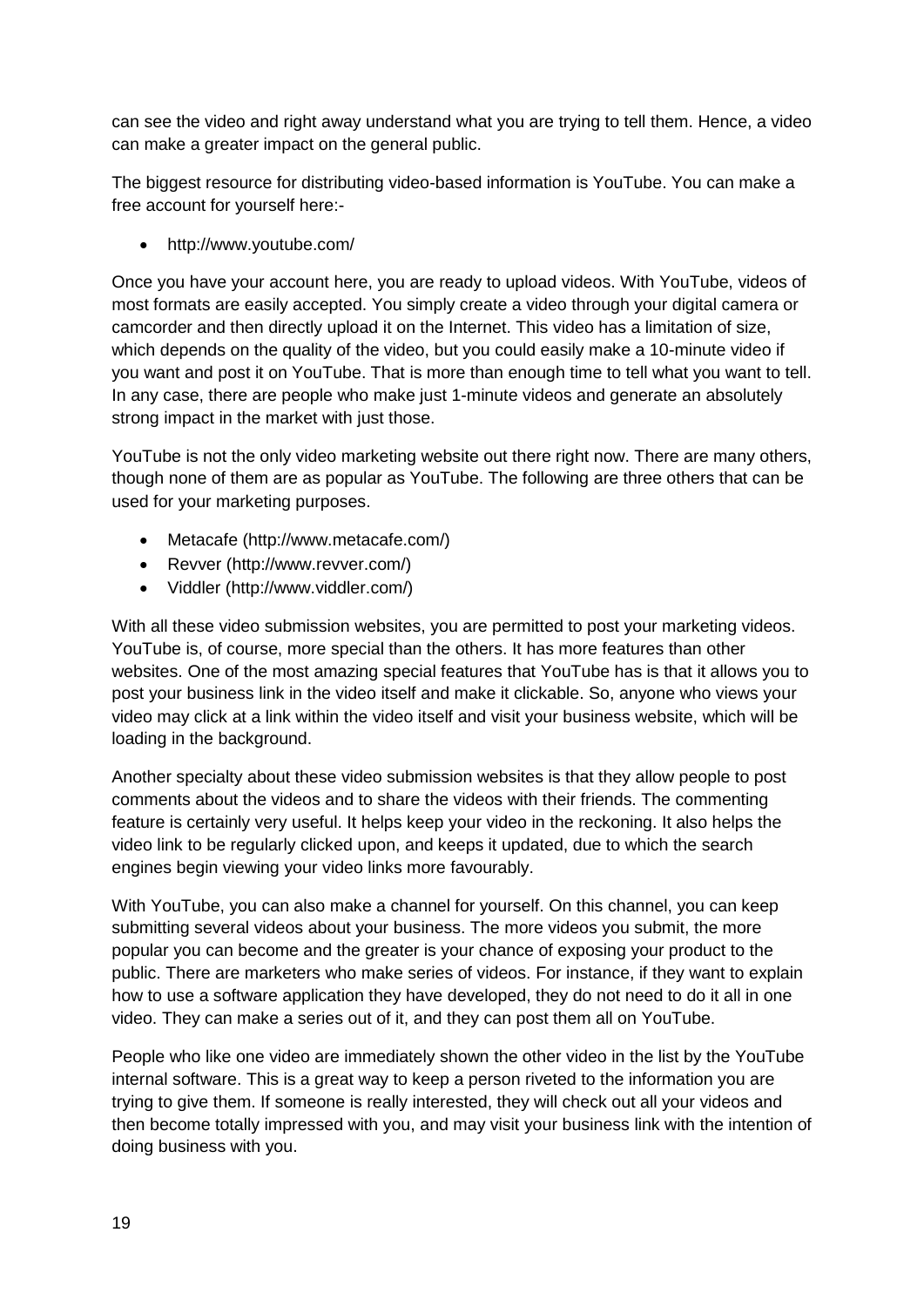can see the video and right away understand what you are trying to tell them. Hence, a video can make a greater impact on the general public.

The biggest resource for distributing video-based information is YouTube. You can make a free account for yourself here:-

- http://www.youtube.com/

Once you have your account here, you are ready to upload videos. With YouTube, videos of most formats are easily accepted. You simply create a video through your digital camera or camcorder and then directly upload it on the Internet. This video has a limitation of size, which depends on the quality of the video, but you could easily make a 10-minute video if you want and post it on YouTube. That is more than enough time to tell what you want to tell. In any case, there are people who make just 1-minute videos and generate an absolutely strong impact in the market with just those.

YouTube is not the only video marketing website out there right now. There are many others, though none of them are as popular as YouTube. The following are three others that can be used for your marketing purposes.

- Metacafe (http://www.metacafe.com/)
- Revver (http://www.revver.com/)
- Viddler (http://www.viddler.com/)

With all these video submission websites, you are permitted to post your marketing videos. YouTube is, of course, more special than the others. It has more features than other websites. One of the most amazing special features that YouTube has is that it allows you to post your business link in the video itself and make it clickable. So, anyone who views your video may click at a link within the video itself and visit your business website, which will be loading in the background.

Another specialty about these video submission websites is that they allow people to post comments about the videos and to share the videos with their friends. The commenting feature is certainly very useful. It helps keep your video in the reckoning. It also helps the video link to be regularly clicked upon, and keeps it updated, due to which the search engines begin viewing your video links more favourably.

With YouTube, you can also make a channel for yourself. On this channel, you can keep submitting several videos about your business. The more videos you submit, the more popular you can become and the greater is your chance of exposing your product to the public. There are marketers who make series of videos. For instance, if they want to explain how to use a software application they have developed, they do not need to do it all in one video. They can make a series out of it, and they can post them all on YouTube.

People who like one video are immediately shown the other video in the list by the YouTube internal software. This is a great way to keep a person riveted to the information you are trying to give them. If someone is really interested, they will check out all your videos and then become totally impressed with you, and may visit your business link with the intention of doing business with you.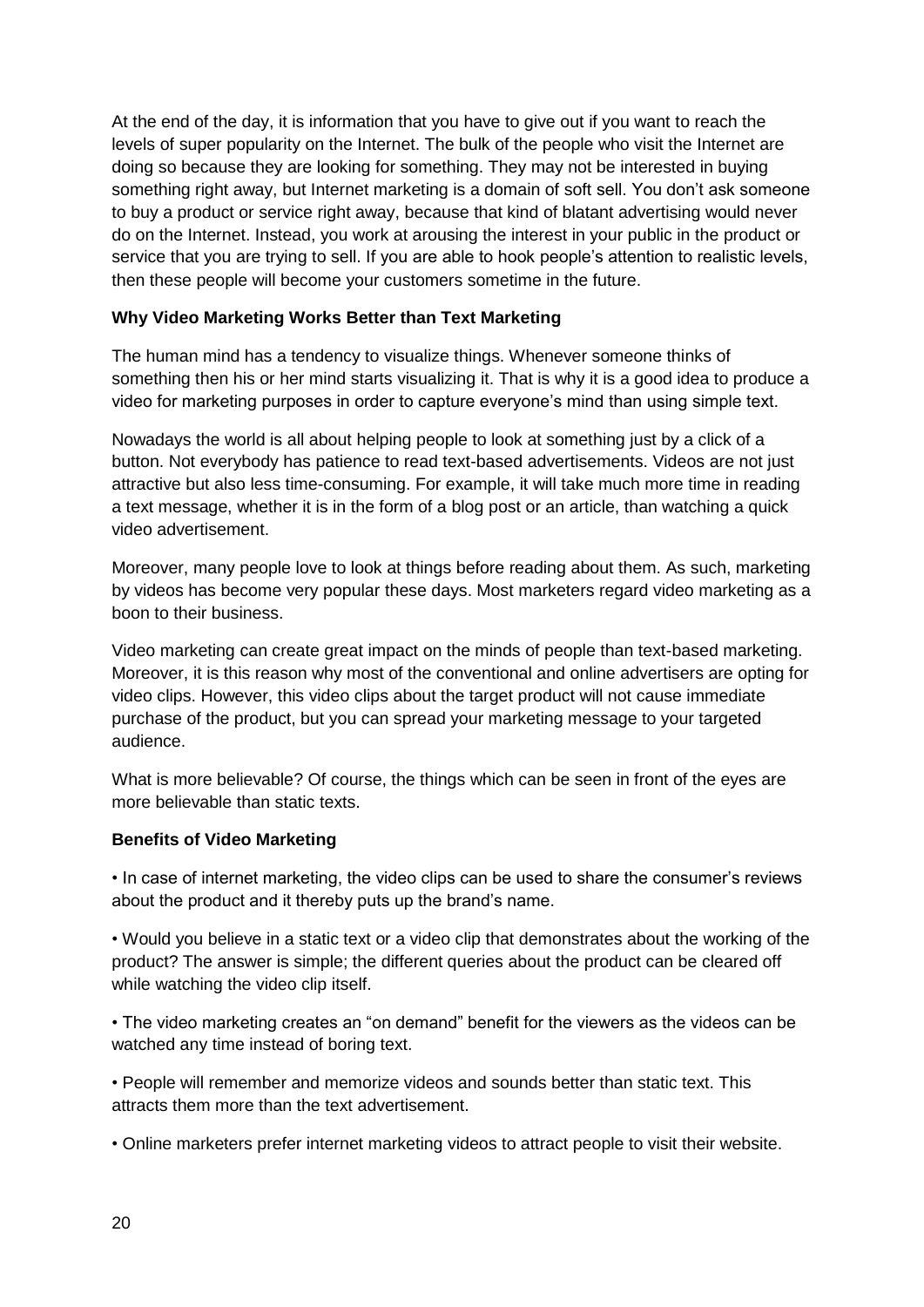At the end of the day, it is information that you have to give out if you want to reach the levels of super popularity on the Internet. The bulk of the people who visit the Internet are doing so because they are looking for something. They may not be interested in buying something right away, but Internet marketing is a domain of soft sell. You don't ask someone to buy a product or service right away, because that kind of blatant advertising would never do on the Internet. Instead, you work at arousing the interest in your public in the product or service that you are trying to sell. If you are able to hook people's attention to realistic levels, then these people will become your customers sometime in the future.

**Why Video Marketing Works Better than Text Marketing**

The human mind has a tendency to visualize things. Whenever someone thinks of something then his or her mind starts visualizing it. That is why it is a good idea to produce a video for marketing purposes in order to capture everyone's mind than using simple text.

Nowadays the world is all about helping people to look at something just by a click of a button. Not everybody has patience to read text-based advertisements. Videos are not just attractive but also less time-consuming. For example, it will take much more time in reading a text message, whether it is in the form of a blog post or an article, than watching a quick video advertisement.

Moreover, many people love to look at things before reading about them. As such, marketing by videos has become very popular these days. Most marketers regard video marketing as a boon to their business.

Video marketing can create great impact on the minds of people than text-based marketing. Moreover, it is this reason why most of the conventional and online advertisers are opting for video clips. However, this video clips about the target product will not cause immediate purchase of the product, but you can spread your marketing message to your targeted audience.

What is more believable? Of course, the things which can be seen in front of the eyes are more believable than static texts.

**Benefits of Video Marketing**

• In case of internet marketing, the video clips can be used to share the consumer's reviews about the product and it thereby puts up the brand's name.

• Would you believe in a static text or a video clip that demonstrates about the working of the product? The answer is simple; the different queries about the product can be cleared off while watching the video clip itself.

• The video marketing creates an "on demand" benefit for the viewers as the videos can be watched any time instead of boring text.

• People will remember and memorize videos and sounds better than static text. This attracts them more than the text advertisement.

• Online marketers prefer internet marketing videos to attract people to visit their website.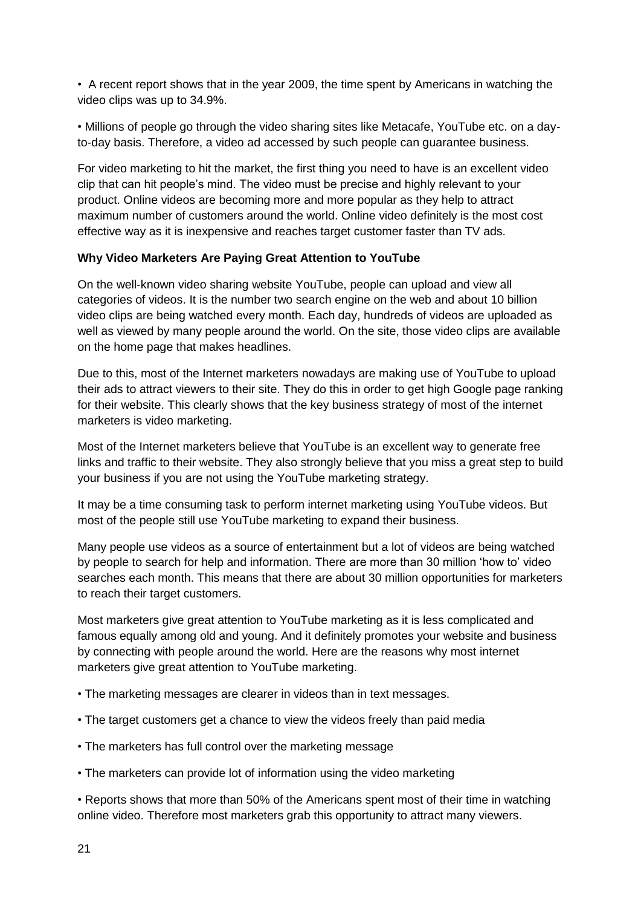- A recent report shows that in the year 2009, the time spent by Americans in watching the video clips was up to 34.9%.

- Millions of people go through the video sharing sites like Metacafe, YouTube etc. on a day-to-day basis. Therefore, a video ad accessed by such people can guarantee business.

For video marketing to hit the market, the first thing you need to have is an excellent video clip that can hit people's mind. The video must be precise and highly relevant to your product. Online videos are becoming more and more popular as they help to attract maximum number of customers around the world. Online video definitely is the most cost effective way as it is inexpensive and reaches target customer faster than TV ads.

**Why Video Marketers Are Paying Great Attention to YouTube**

On the well-known video sharing website YouTube, people can upload and view all categories of videos. It is the number two search engine on the web and about 10 billion video clips are being watched every month. Each day, hundreds of videos are uploaded as well as viewed by many people around the world. On the site, those video clips are available on the home page that makes headlines.

Due to this, most of the Internet marketers nowadays are making use of YouTube to upload their ads to attract viewers to their site. They do this in order to get high Google page ranking for their website. This clearly shows that the key business strategy of most of the internet marketers is video marketing.

Most of the Internet marketers believe that YouTube is an excellent way to generate free links and traffic to their website. They also strongly believe that you miss a great step to build your business if you are not using the YouTube marketing strategy.

It may be a time consuming task to perform internet marketing using YouTube videos. But most of the people still use YouTube marketing to expand their business.

Many people use videos as a source of entertainment but a lot of videos are being watched by people to search for help and information. There are more than 30 million 'how to' video searches each month. This means that there are about 30 million opportunities for marketers to reach their target customers.

Most marketers give great attention to YouTube marketing as it is less complicated and famous equally among old and young. And it definitely promotes your website and business by connecting with people around the world. Here are the reasons why most internet marketers give great attention to YouTube marketing.

- The marketing messages are clearer in videos than in text messages.

- The target customers get a chance to view the videos freely than paid media

- The marketers has full control over the marketing message

- The marketers can provide lot of information using the video marketing

- Reports shows that more than 50% of the Americans spent most of their time in watching online video. Therefore most marketers grab this opportunity to attract many viewers.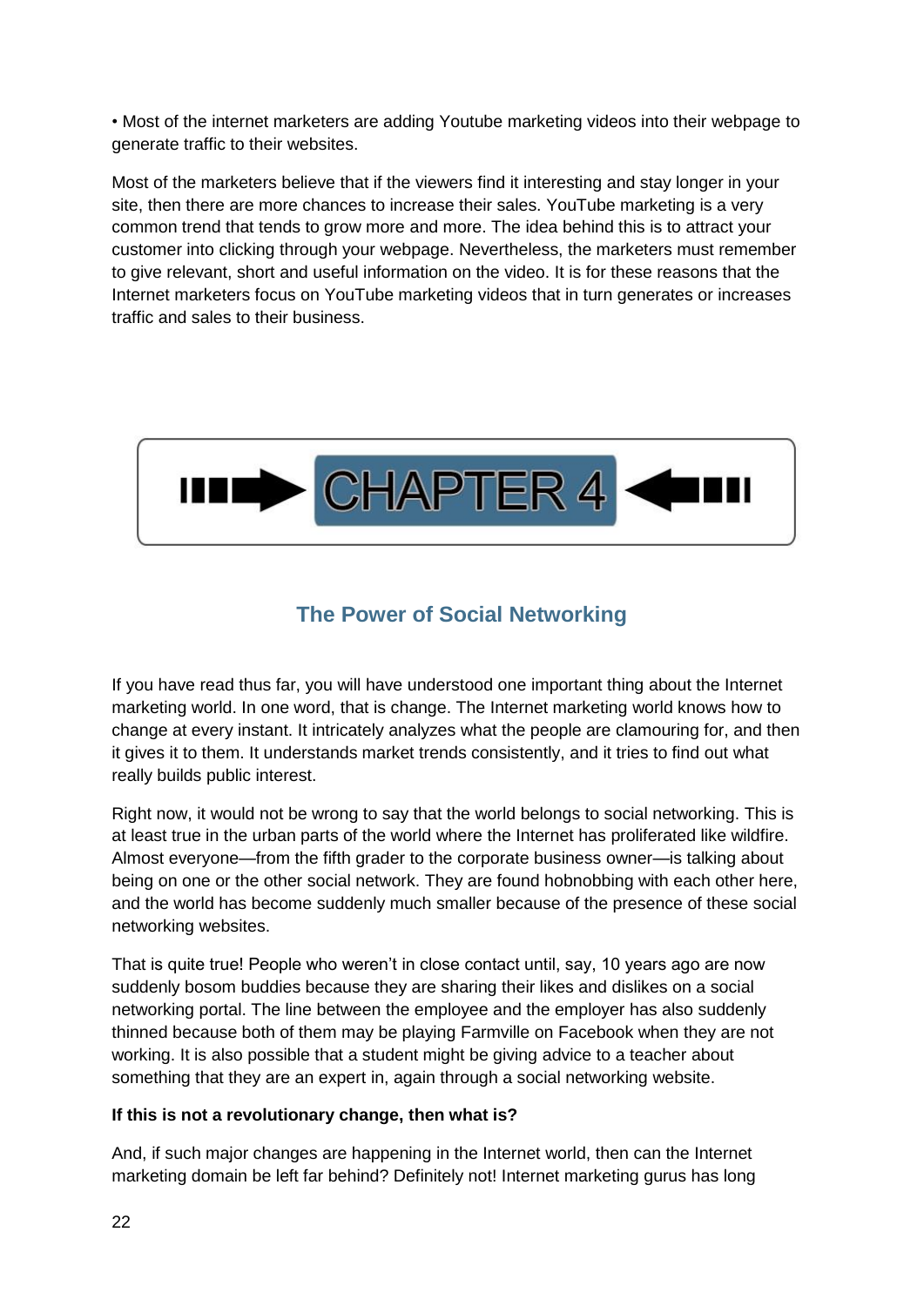• Most of the internet marketers are adding Youtube marketing videos into their webpage to generate traffic to their websites.

Most of the marketers believe that if the viewers find it interesting and stay longer in your site, then there are more chances to increase their sales. YouTube marketing is a very common trend that tends to grow more and more. The idea behind this is to attract your customer into clicking through your webpage. Nevertheless, the marketers must remember to give relevant, short and useful information on the video. It is for these reasons that the Internet marketers focus on YouTube marketing videos that in turn generates or increases traffic and sales to their business.

# CHAPTER 4

## The Power of Social Networking

If you have read thus far, you will have understood one important thing about the Internet marketing world. In one word, that is change. The Internet marketing world knows how to change at every instant. It intricately analyzes what the people are clamouring for, and then it gives it to them. It understands market trends consistently, and it tries to find out what really builds public interest.

Right now, it would not be wrong to say that the world belongs to social networking. This is at least true in the urban parts of the world where the Internet has proliferated like wildfire. Almost everyone—from the fifth grader to the corporate business owner—is talking about being on one or the other social network. They are found hobnobbing with each other here, and the world has become suddenly much smaller because of the presence of these social networking websites.

That is quite true! People who weren't in close contact until, say, 10 years ago are now suddenly bosom buddies because they are sharing their likes and dislikes on a social networking portal. The line between the employee and the employer has also suddenly thinned because both of them may be playing Farmville on Facebook when they are not working. It is also possible that a student might be giving advice to a teacher about something that they are an expert in, again through a social networking website.

**If this is not a revolutionary change, then what is?**

And, if such major changes are happening in the Internet world, then can the Internet marketing domain be left far behind? Definitely not! Internet marketing gurus has long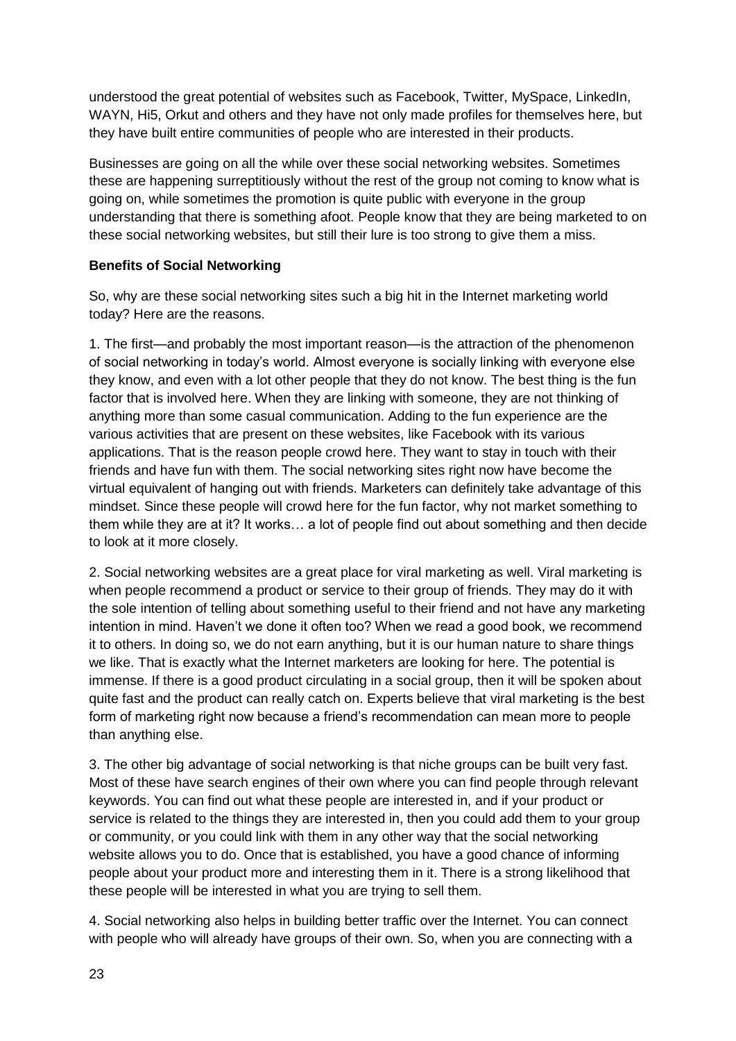understood the great potential of websites such as Facebook, Twitter, MySpace, LinkedIn, WAYN, Hi5, Orkut and others and they have not only made profiles for themselves here, but they have built entire communities of people who are interested in their products.

Businesses are going on all the while over these social networking websites. Sometimes these are happening surreptitiously without the rest of the group not coming to know what is going on, while sometimes the promotion is quite public with everyone in the group understanding that there is something afoot. People know that they are being marketed to on these social networking websites, but still their lure is too strong to give them a miss.

**Benefits of Social Networking**

So, why are these social networking sites such a big hit in the Internet marketing world today? Here are the reasons.

1. The first—and probably the most important reason—is the attraction of the phenomenon of social networking in today's world. Almost everyone is socially linking with everyone else they know, and even with a lot other people that they do not know. The best thing is the fun factor that is involved here. When they are linking with someone, they are not thinking of anything more than some casual communication. Adding to the fun experience are the various activities that are present on these websites, like Facebook with its various applications. That is the reason people crowd here. They want to stay in touch with their friends and have fun with them. The social networking sites right now have become the virtual equivalent of hanging out with friends. Marketers can definitely take advantage of this mindset. Since these people will crowd here for the fun factor, why not market something to them while they are at it? It works… a lot of people find out about something and then decide to look at it more closely.

2. Social networking websites are a great place for viral marketing as well. Viral marketing is when people recommend a product or service to their group of friends. They may do it with the sole intention of telling about something useful to their friend and not have any marketing intention in mind. Haven't we done it often too? When we read a good book, we recommend it to others. In doing so, we do not earn anything, but it is our human nature to share things we like. That is exactly what the Internet marketers are looking for here. The potential is immense. If there is a good product circulating in a social group, then it will be spoken about quite fast and the product can really catch on. Experts believe that viral marketing is the best form of marketing right now because a friend's recommendation can mean more to people than anything else.

3. The other big advantage of social networking is that niche groups can be built very fast. Most of these have search engines of their own where you can find people through relevant keywords. You can find out what these people are interested in, and if your product or service is related to the things they are interested in, then you could add them to your group or community, or you could link with them in any other way that the social networking website allows you to do. Once that is established, you have a good chance of informing people about your product more and interesting them in it. There is a strong likelihood that these people will be interested in what you are trying to sell them.

4. Social networking also helps in building better traffic over the Internet. You can connect with people who will already have groups of their own. So, when you are connecting with a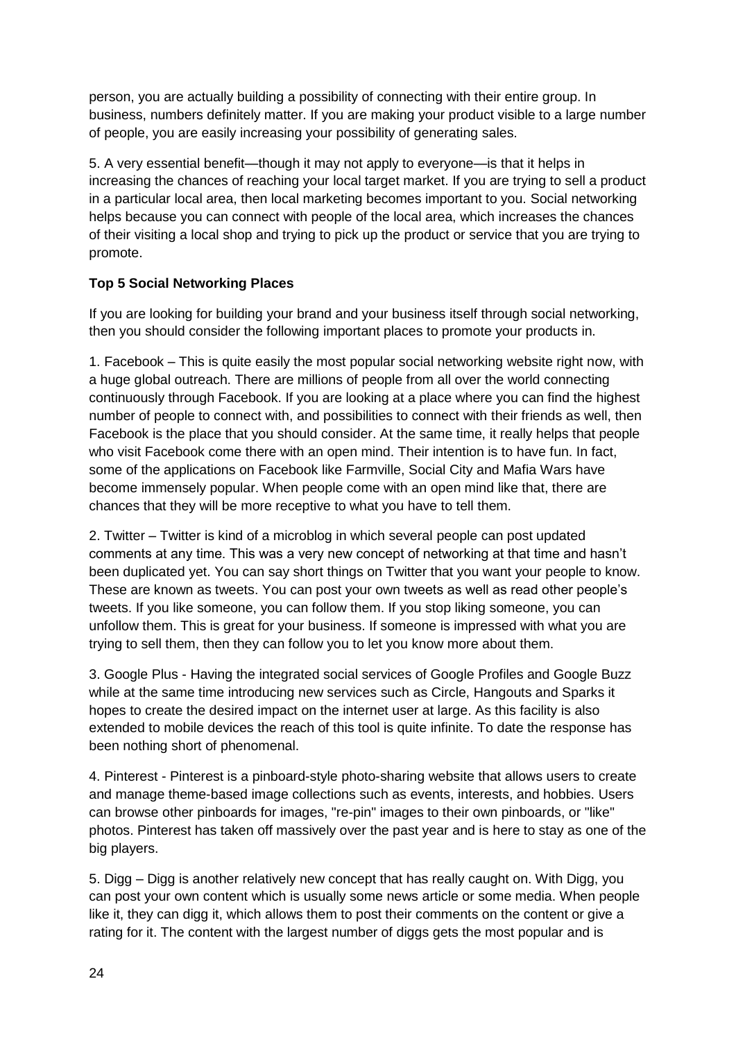person, you are actually building a possibility of connecting with their entire group. In business, numbers definitely matter. If you are making your product visible to a large number of people, you are easily increasing your possibility of generating sales.

5. A very essential benefit—though it may not apply to everyone—is that it helps in increasing the chances of reaching your local target market. If you are trying to sell a product in a particular local area, then local marketing becomes important to you. Social networking helps because you can connect with people of the local area, which increases the chances of their visiting a local shop and trying to pick up the product or service that you are trying to promote.

**Top 5 Social Networking Places**

If you are looking for building your brand and your business itself through social networking, then you should consider the following important places to promote your products in.

1. Facebook – This is quite easily the most popular social networking website right now, with a huge global outreach. There are millions of people from all over the world connecting continuously through Facebook. If you are looking at a place where you can find the highest number of people to connect with, and possibilities to connect with their friends as well, then Facebook is the place that you should consider. At the same time, it really helps that people who visit Facebook come there with an open mind. Their intention is to have fun. In fact, some of the applications on Facebook like Farmville, Social City and Mafia Wars have become immensely popular. When people come with an open mind like that, there are chances that they will be more receptive to what you have to tell them.

2. Twitter – Twitter is kind of a microblog in which several people can post updated comments at any time. This was a very new concept of networking at that time and hasn't been duplicated yet. You can say short things on Twitter that you want your people to know. These are known as tweets. You can post your own tweets as well as read other people's tweets. If you like someone, you can follow them. If you stop liking someone, you can unfollow them. This is great for your business. If someone is impressed with what you are trying to sell them, then they can follow you to let you know more about them.

3. Google Plus - Having the integrated social services of Google Profiles and Google Buzz while at the same time introducing new services such as Circle, Hangouts and Sparks it hopes to create the desired impact on the internet user at large. As this facility is also extended to mobile devices the reach of this tool is quite infinite. To date the response has been nothing short of phenomenal.

4. Pinterest - Pinterest is a pinboard-style photo-sharing website that allows users to create and manage theme-based image collections such as events, interests, and hobbies. Users can browse other pinboards for images, "re-pin" images to their own pinboards, or "like" photos. Pinterest has taken off massively over the past year and is here to stay as one of the big players.

5. Digg – Digg is another relatively new concept that has really caught on. With Digg, you can post your own content which is usually some news article or some media. When people like it, they can digg it, which allows them to post their comments on the content or give a rating for it. The content with the largest number of diggs gets the most popular and is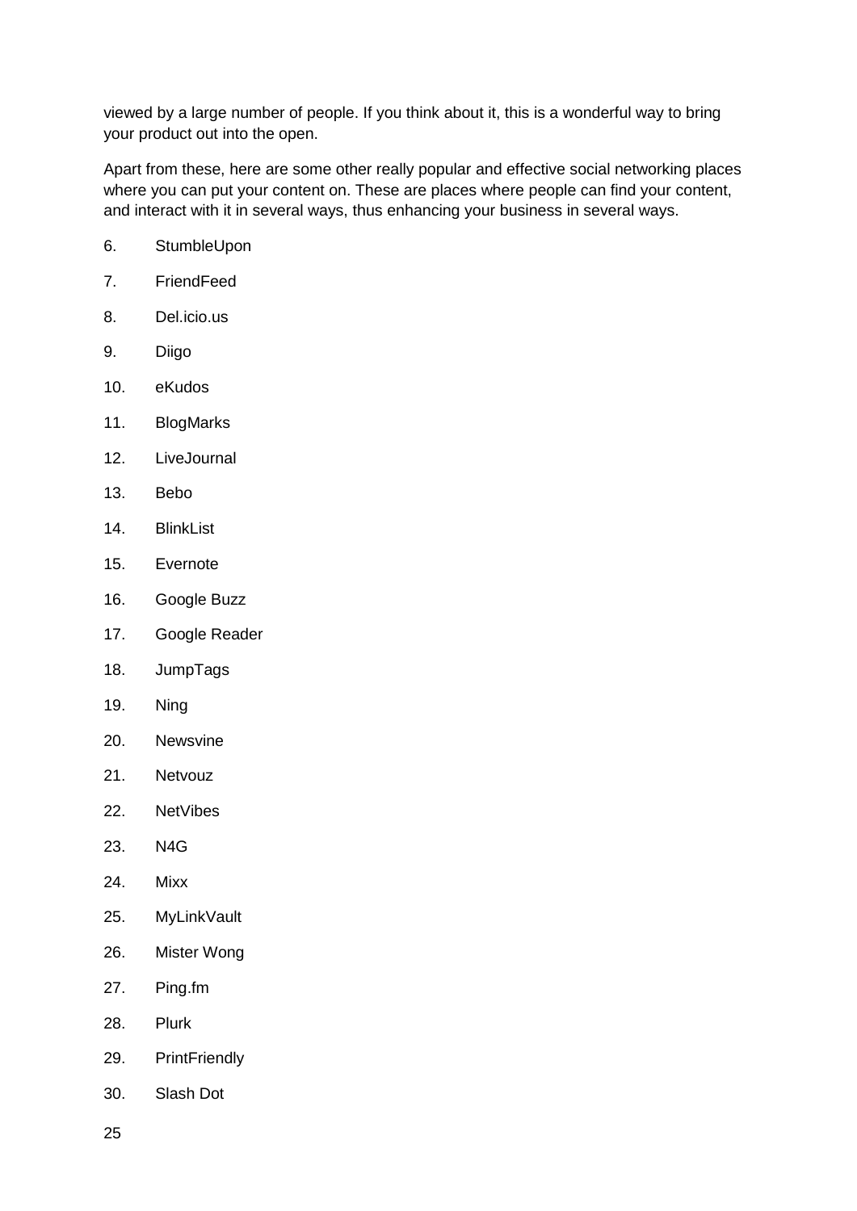viewed by a large number of people. If you think about it, this is a wonderful way to bring your product out into the open.

Apart from these, here are some other really popular and effective social networking places where you can put your content on. These are places where people can find your content, and interact with it in several ways, thus enhancing your business in several ways.

6. StumbleUpon
7. FriendFeed
8. Del.icio.us
9. Diigo
10. eKudos
11. BlogMarks
12. LiveJournal
13. Bebo
14. BlinkList
15. Evernote
16. Google Buzz
17. Google Reader
18. JumpTags
19. Ning
20. Newsvine
21. Netvouz
22. NetVibes
23. N4G
24. Mixx
25. MyLinkVault
26. Mister Wong
27. Ping.fm
28. Plurk
29. PrintFriendly
30. Slash Dot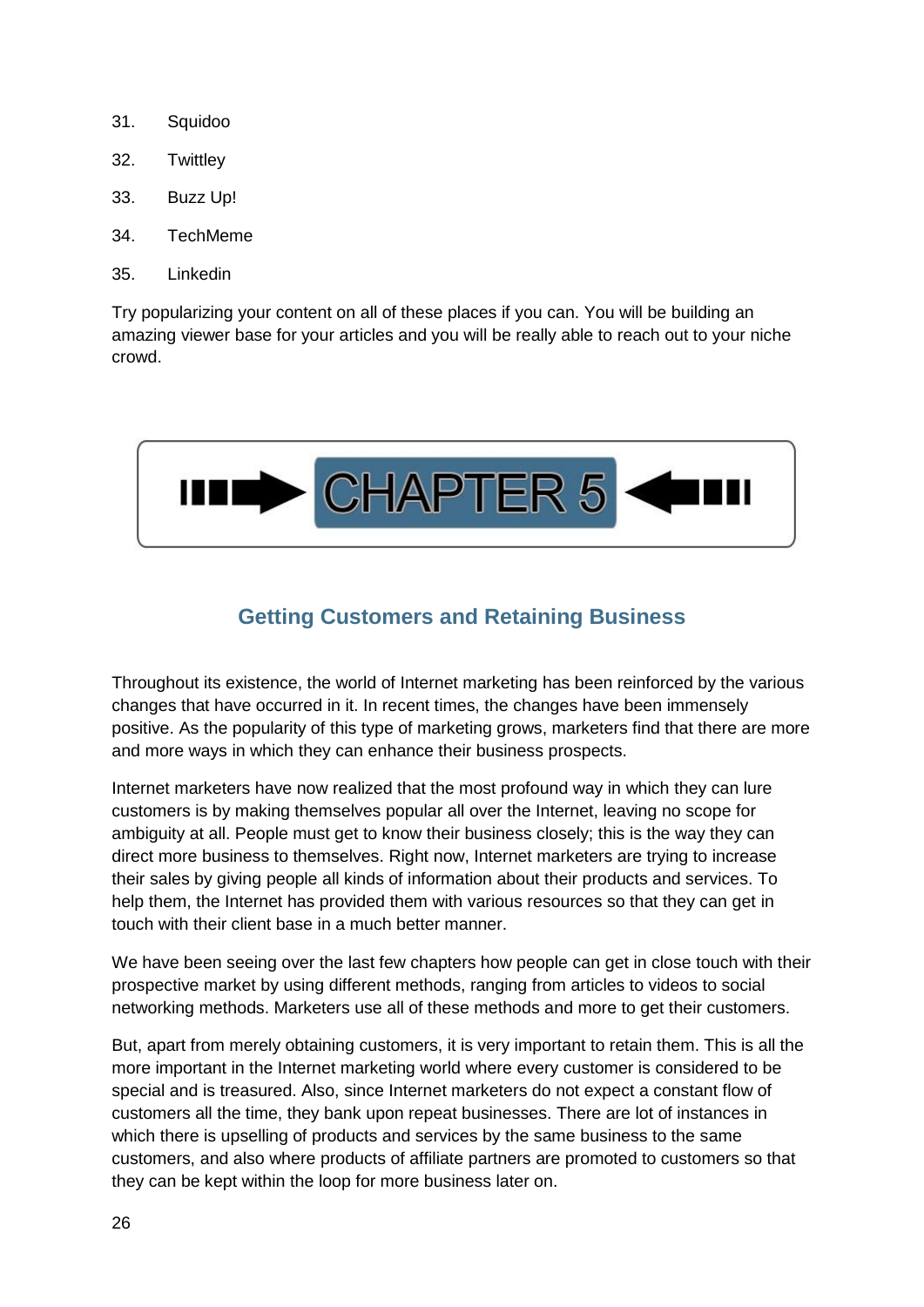31. Squidoo
32. Twittley
33. Buzz Up!
34. TechMeme
35. Linkedin

Try popularizing your content on all of these places if you can. You will be building an amazing viewer base for your articles and you will be really able to reach out to your niche crowd.

# CHAPTER 5

## Getting Customers and Retaining Business

Throughout its existence, the world of Internet marketing has been reinforced by the various changes that have occurred in it. In recent times, the changes have been immensely positive. As the popularity of this type of marketing grows, marketers find that there are more and more ways in which they can enhance their business prospects.

Internet marketers have now realized that the most profound way in which they can lure customers is by making themselves popular all over the Internet, leaving no scope for ambiguity at all. People must get to know their business closely; this is the way they can direct more business to themselves. Right now, Internet marketers are trying to increase their sales by giving people all kinds of information about their products and services. To help them, the Internet has provided them with various resources so that they can get in touch with their client base in a much better manner.

We have been seeing over the last few chapters how people can get in close touch with their prospective market by using different methods, ranging from articles to videos to social networking methods. Marketers use all of these methods and more to get their customers.

But, apart from merely obtaining customers, it is very important to retain them. This is all the more important in the Internet marketing world where every customer is considered to be special and is treasured. Also, since Internet marketers do not expect a constant flow of customers all the time, they bank upon repeat businesses. There are lot of instances in which there is upselling of products and services by the same business to the same customers, and also where products of affiliate partners are promoted to customers so that they can be kept within the loop for more business later on.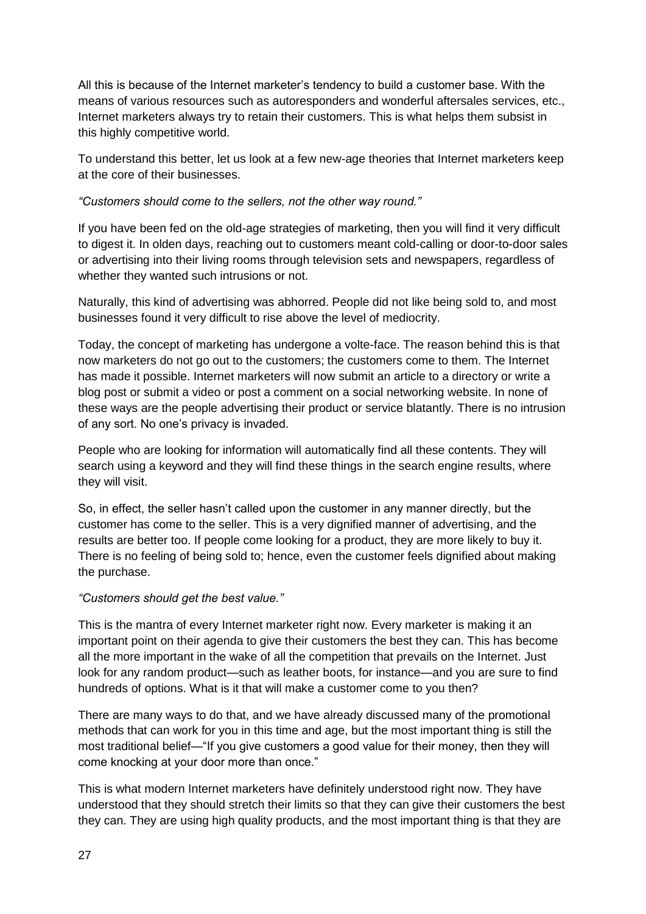All this is because of the Internet marketer's tendency to build a customer base. With the means of various resources such as autoresponders and wonderful aftersales services, etc., Internet marketers always try to retain their customers. This is what helps them subsist in this highly competitive world.

To understand this better, let us look at a few new-age theories that Internet marketers keep at the core of their businesses.

*"Customers should come to the sellers, not the other way round."*

If you have been fed on the old-age strategies of marketing, then you will find it very difficult to digest it. In olden days, reaching out to customers meant cold-calling or door-to-door sales or advertising into their living rooms through television sets and newspapers, regardless of whether they wanted such intrusions or not.

Naturally, this kind of advertising was abhorred. People did not like being sold to, and most businesses found it very difficult to rise above the level of mediocrity.

Today, the concept of marketing has undergone a volte-face. The reason behind this is that now marketers do not go out to the customers; the customers come to them. The Internet has made it possible. Internet marketers will now submit an article to a directory or write a blog post or submit a video or post a comment on a social networking website. In none of these ways are the people advertising their product or service blatantly. There is no intrusion of any sort. No one's privacy is invaded.

People who are looking for information will automatically find all these contents. They will search using a keyword and they will find these things in the search engine results, where they will visit.

So, in effect, the seller hasn't called upon the customer in any manner directly, but the customer has come to the seller. This is a very dignified manner of advertising, and the results are better too. If people come looking for a product, they are more likely to buy it. There is no feeling of being sold to; hence, even the customer feels dignified about making the purchase.

*"Customers should get the best value."*

This is the mantra of every Internet marketer right now. Every marketer is making it an important point on their agenda to give their customers the best they can. This has become all the more important in the wake of all the competition that prevails on the Internet. Just look for any random product—such as leather boots, for instance—and you are sure to find hundreds of options. What is it that will make a customer come to you then?

There are many ways to do that, and we have already discussed many of the promotional methods that can work for you in this time and age, but the most important thing is still the most traditional belief—"If you give customers a good value for their money, then they will come knocking at your door more than once."

This is what modern Internet marketers have definitely understood right now. They have understood that they should stretch their limits so that they can give their customers the best they can. They are using high quality products, and the most important thing is that they are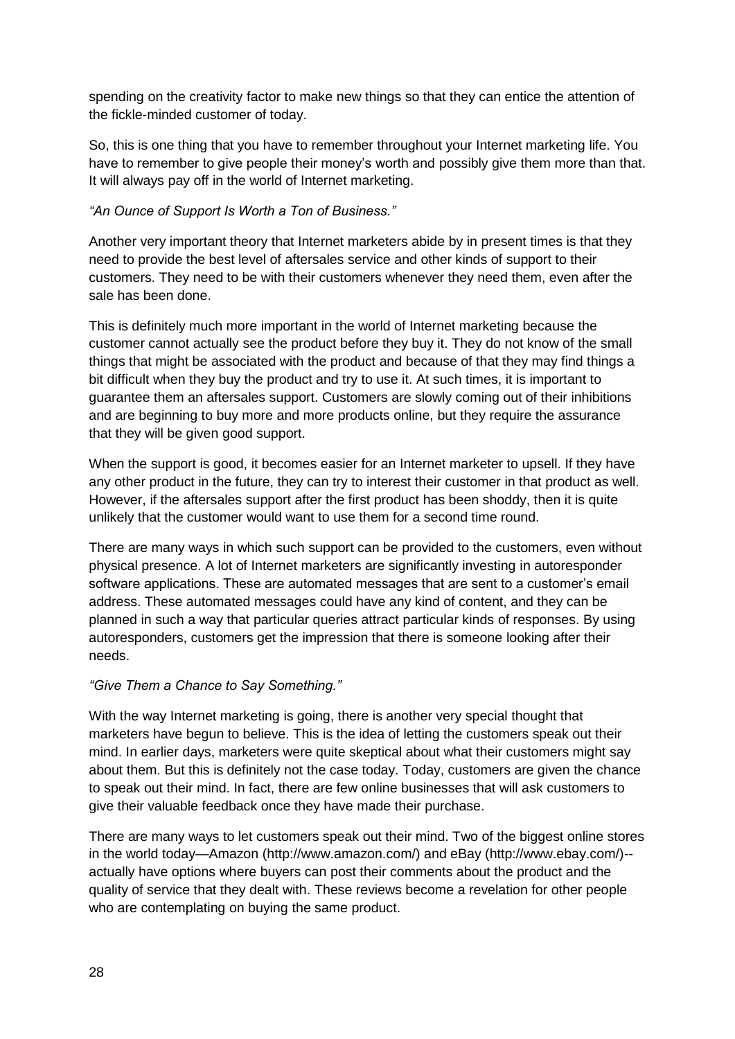spending on the creativity factor to make new things so that they can entice the attention of the fickle-minded customer of today.

So, this is one thing that you have to remember throughout your Internet marketing life. You have to remember to give people their money's worth and possibly give them more than that. It will always pay off in the world of Internet marketing.

*"An Ounce of Support Is Worth a Ton of Business."*

Another very important theory that Internet marketers abide by in present times is that they need to provide the best level of aftersales service and other kinds of support to their customers. They need to be with their customers whenever they need them, even after the sale has been done.

This is definitely much more important in the world of Internet marketing because the customer cannot actually see the product before they buy it. They do not know of the small things that might be associated with the product and because of that they may find things a bit difficult when they buy the product and try to use it. At such times, it is important to guarantee them an aftersales support. Customers are slowly coming out of their inhibitions and are beginning to buy more and more products online, but they require the assurance that they will be given good support.

When the support is good, it becomes easier for an Internet marketer to upsell. If they have any other product in the future, they can try to interest their customer in that product as well. However, if the aftersales support after the first product has been shoddy, then it is quite unlikely that the customer would want to use them for a second time round.

There are many ways in which such support can be provided to the customers, even without physical presence. A lot of Internet marketers are significantly investing in autoresponder software applications. These are automated messages that are sent to a customer's email address. These automated messages could have any kind of content, and they can be planned in such a way that particular queries attract particular kinds of responses. By using autoresponders, customers get the impression that there is someone looking after their needs.

*"Give Them a Chance to Say Something."*

With the way Internet marketing is going, there is another very special thought that marketers have begun to believe. This is the idea of letting the customers speak out their mind. In earlier days, marketers were quite skeptical about what their customers might say about them. But this is definitely not the case today. Today, customers are given the chance to speak out their mind. In fact, there are few online businesses that will ask customers to give their valuable feedback once they have made their purchase.

There are many ways to let customers speak out their mind. Two of the biggest online stores in the world today—Amazon (http://www.amazon.com/) and eBay (http://www.ebay.com/)--actually have options where buyers can post their comments about the product and the quality of service that they dealt with. These reviews become a revelation for other people who are contemplating on buying the same product.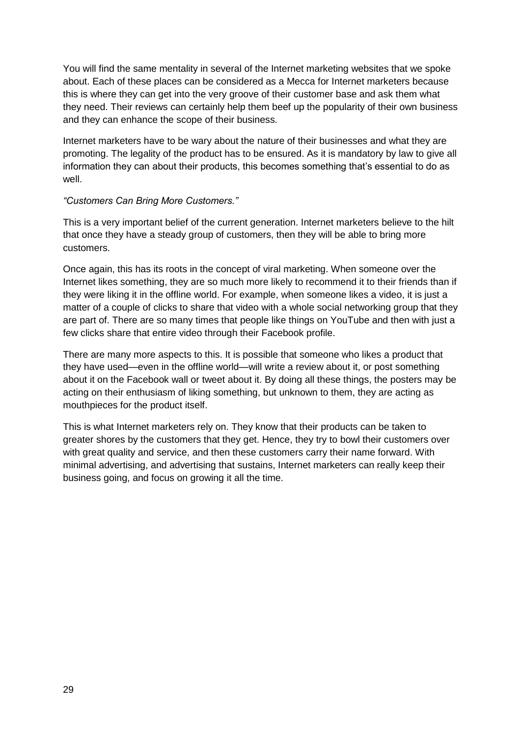You will find the same mentality in several of the Internet marketing websites that we spoke about. Each of these places can be considered as a Mecca for Internet marketers because this is where they can get into the very groove of their customer base and ask them what they need. Their reviews can certainly help them beef up the popularity of their own business and they can enhance the scope of their business.

Internet marketers have to be wary about the nature of their businesses and what they are promoting. The legality of the product has to be ensured. As it is mandatory by law to give all information they can about their products, this becomes something that's essential to do as well.

*"Customers Can Bring More Customers."*

This is a very important belief of the current generation. Internet marketers believe to the hilt that once they have a steady group of customers, then they will be able to bring more customers.

Once again, this has its roots in the concept of viral marketing. When someone over the Internet likes something, they are so much more likely to recommend it to their friends than if they were liking it in the offline world. For example, when someone likes a video, it is just a matter of a couple of clicks to share that video with a whole social networking group that they are part of. There are so many times that people like things on YouTube and then with just a few clicks share that entire video through their Facebook profile.

There are many more aspects to this. It is possible that someone who likes a product that they have used—even in the offline world—will write a review about it, or post something about it on the Facebook wall or tweet about it. By doing all these things, the posters may be acting on their enthusiasm of liking something, but unknown to them, they are acting as mouthpieces for the product itself.

This is what Internet marketers rely on. They know that their products can be taken to greater shores by the customers that they get. Hence, they try to bowl their customers over with great quality and service, and then these customers carry their name forward. With minimal advertising, and advertising that sustains, Internet marketers can really keep their business going, and focus on growing it all the time.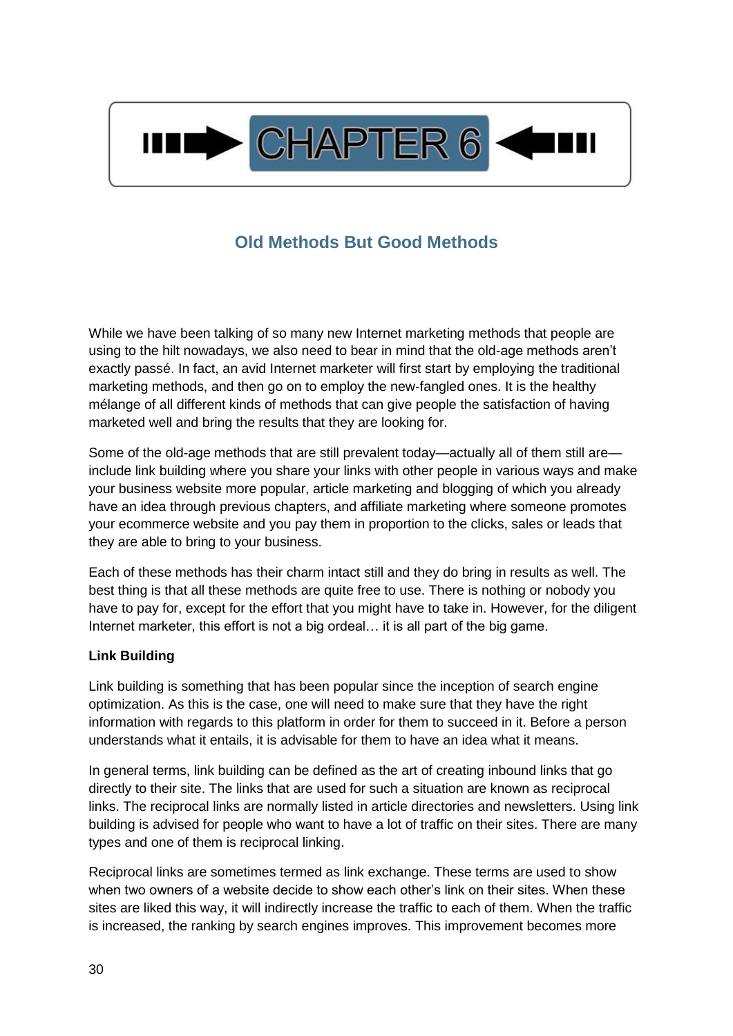# CHAPTER 6

## Old Methods But Good Methods

While we have been talking of so many new Internet marketing methods that people are using to the hilt nowadays, we also need to bear in mind that the old-age methods aren't exactly passé. In fact, an avid Internet marketer will first start by employing the traditional marketing methods, and then go on to employ the new-fangled ones. It is the healthy mélange of all different kinds of methods that can give people the satisfaction of having marketed well and bring the results that they are looking for.

Some of the old-age methods that are still prevalent today—actually all of them still are—include link building where you share your links with other people in various ways and make your business website more popular, article marketing and blogging of which you already have an idea through previous chapters, and affiliate marketing where someone promotes your ecommerce website and you pay them in proportion to the clicks, sales or leads that they are able to bring to your business.

Each of these methods has their charm intact still and they do bring in results as well. The best thing is that all these methods are quite free to use. There is nothing or nobody you have to pay for, except for the effort that you might have to take in. However, for the diligent Internet marketer, this effort is not a big ordeal… it is all part of the big game.

**Link Building**

Link building is something that has been popular since the inception of search engine optimization. As this is the case, one will need to make sure that they have the right information with regards to this platform in order for them to succeed in it. Before a person understands what it entails, it is advisable for them to have an idea what it means.

In general terms, link building can be defined as the art of creating inbound links that go directly to their site. The links that are used for such a situation are known as reciprocal links. The reciprocal links are normally listed in article directories and newsletters. Using link building is advised for people who want to have a lot of traffic on their sites. There are many types and one of them is reciprocal linking.

Reciprocal links are sometimes termed as link exchange. These terms are used to show when two owners of a website decide to show each other's link on their sites. When these sites are liked this way, it will indirectly increase the traffic to each of them. When the traffic is increased, the ranking by search engines improves. This improvement becomes more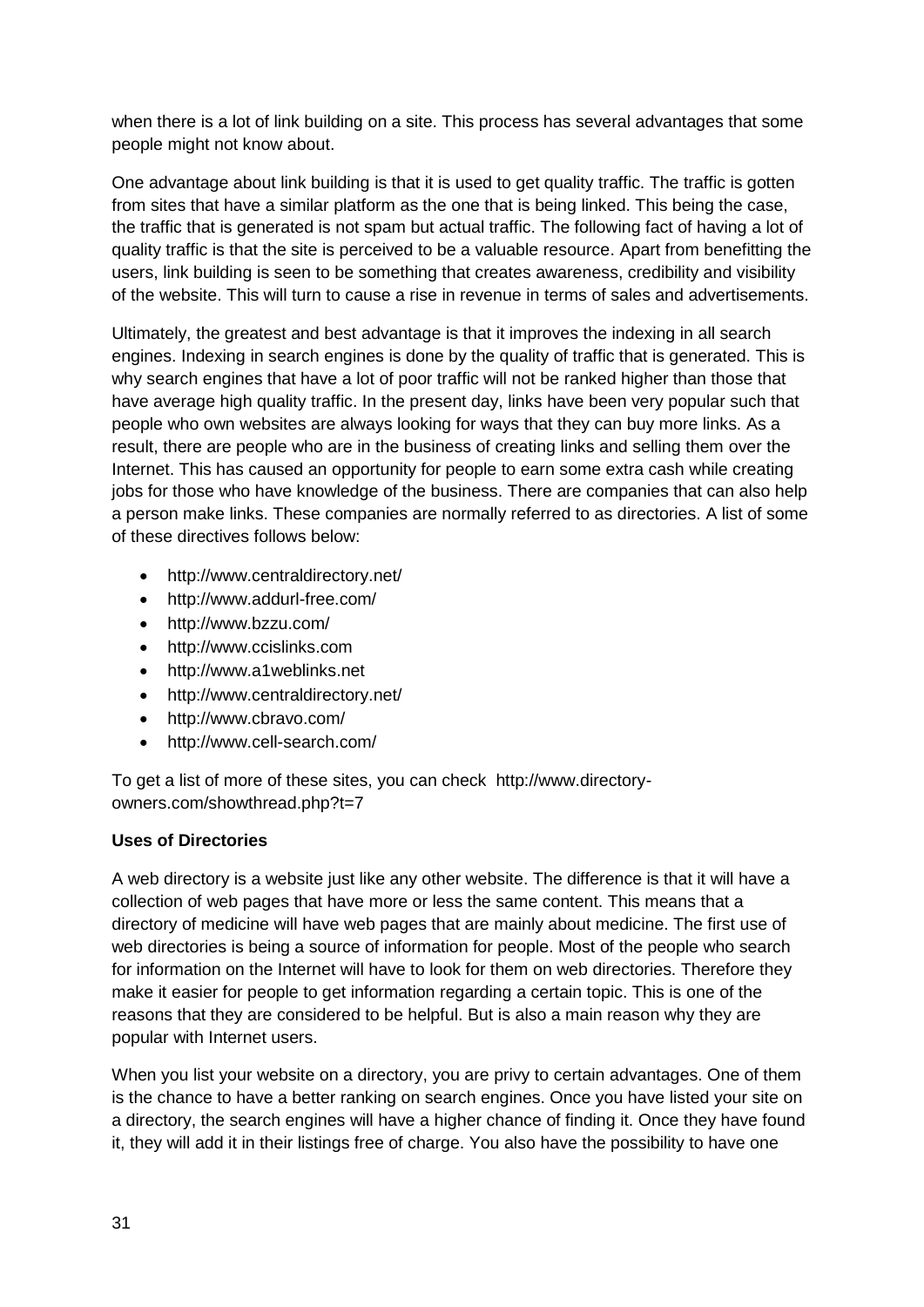when there is a lot of link building on a site. This process has several advantages that some people might not know about.

One advantage about link building is that it is used to get quality traffic. The traffic is gotten from sites that have a similar platform as the one that is being linked. This being the case, the traffic that is generated is not spam but actual traffic. The following fact of having a lot of quality traffic is that the site is perceived to be a valuable resource. Apart from benefitting the users, link building is seen to be something that creates awareness, credibility and visibility of the website. This will turn to cause a rise in revenue in terms of sales and advertisements.

Ultimately, the greatest and best advantage is that it improves the indexing in all search engines. Indexing in search engines is done by the quality of traffic that is generated. This is why search engines that have a lot of poor traffic will not be ranked higher than those that have average high quality traffic. In the present day, links have been very popular such that people who own websites are always looking for ways that they can buy more links. As a result, there are people who are in the business of creating links and selling them over the Internet. This has caused an opportunity for people to earn some extra cash while creating jobs for those who have knowledge of the business. There are companies that can also help a person make links. These companies are normally referred to as directories. A list of some of these directives follows below:

- http://www.centraldirectory.net/
- http://www.addurl-free.com/
- http://www.bzzu.com/
- http://www.ccislinks.com
- http://www.a1weblinks.net
- http://www.centraldirectory.net/
- http://www.cbravo.com/
- http://www.cell-search.com/

To get a list of more of these sites, you can check http://www.directory-owners.com/showthread.php?t=7

**Uses of Directories**

A web directory is a website just like any other website. The difference is that it will have a collection of web pages that have more or less the same content. This means that a directory of medicine will have web pages that are mainly about medicine. The first use of web directories is being a source of information for people. Most of the people who search for information on the Internet will have to look for them on web directories. Therefore they make it easier for people to get information regarding a certain topic. This is one of the reasons that they are considered to be helpful. But is also a main reason why they are popular with Internet users.

When you list your website on a directory, you are privy to certain advantages. One of them is the chance to have a better ranking on search engines. Once you have listed your site on a directory, the search engines will have a higher chance of finding it. Once they have found it, they will add it in their listings free of charge. You also have the possibility to have one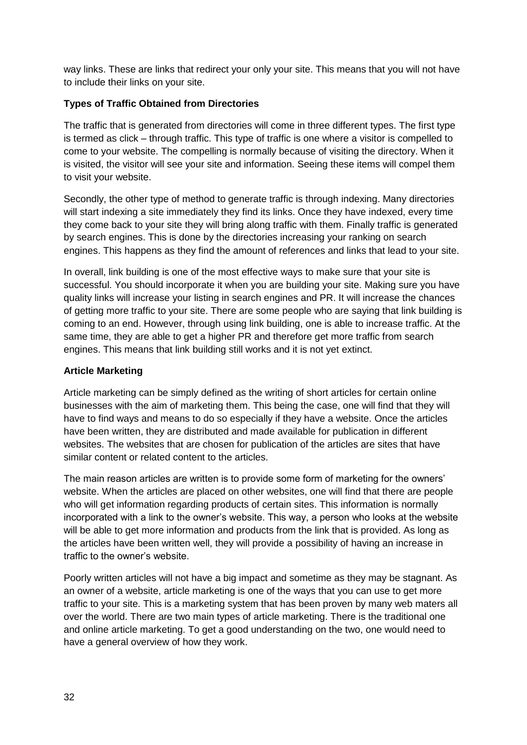way links. These are links that redirect your only your site. This means that you will not have to include their links on your site.

**Types of Traffic Obtained from Directories**

The traffic that is generated from directories will come in three different types. The first type is termed as click – through traffic. This type of traffic is one where a visitor is compelled to come to your website. The compelling is normally because of visiting the directory. When it is visited, the visitor will see your site and information. Seeing these items will compel them to visit your website.

Secondly, the other type of method to generate traffic is through indexing. Many directories will start indexing a site immediately they find its links. Once they have indexed, every time they come back to your site they will bring along traffic with them. Finally traffic is generated by search engines. This is done by the directories increasing your ranking on search engines. This happens as they find the amount of references and links that lead to your site.

In overall, link building is one of the most effective ways to make sure that your site is successful. You should incorporate it when you are building your site. Making sure you have quality links will increase your listing in search engines and PR. It will increase the chances of getting more traffic to your site. There are some people who are saying that link building is coming to an end. However, through using link building, one is able to increase traffic. At the same time, they are able to get a higher PR and therefore get more traffic from search engines. This means that link building still works and it is not yet extinct.

**Article Marketing**

Article marketing can be simply defined as the writing of short articles for certain online businesses with the aim of marketing them. This being the case, one will find that they will have to find ways and means to do so especially if they have a website. Once the articles have been written, they are distributed and made available for publication in different websites. The websites that are chosen for publication of the articles are sites that have similar content or related content to the articles.

The main reason articles are written is to provide some form of marketing for the owners' website. When the articles are placed on other websites, one will find that there are people who will get information regarding products of certain sites. This information is normally incorporated with a link to the owner's website. This way, a person who looks at the website will be able to get more information and products from the link that is provided. As long as the articles have been written well, they will provide a possibility of having an increase in traffic to the owner's website.

Poorly written articles will not have a big impact and sometime as they may be stagnant. As an owner of a website, article marketing is one of the ways that you can use to get more traffic to your site. This is a marketing system that has been proven by many web maters all over the world. There are two main types of article marketing. There is the traditional one and online article marketing. To get a good understanding on the two, one would need to have a general overview of how they work.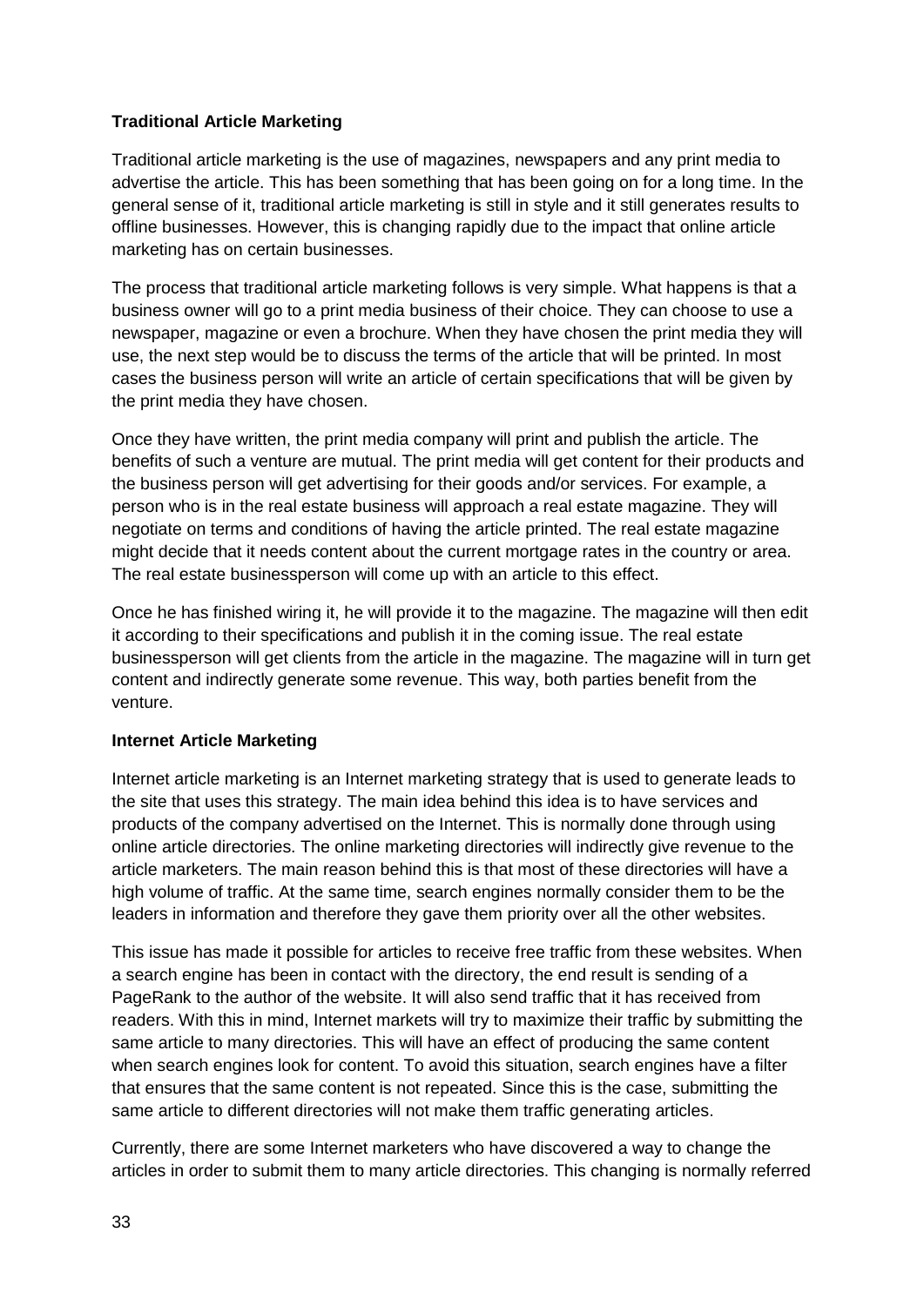**Traditional Article Marketing**

Traditional article marketing is the use of magazines, newspapers and any print media to advertise the article. This has been something that has been going on for a long time. In the general sense of it, traditional article marketing is still in style and it still generates results to offline businesses. However, this is changing rapidly due to the impact that online article marketing has on certain businesses.

The process that traditional article marketing follows is very simple. What happens is that a business owner will go to a print media business of their choice. They can choose to use a newspaper, magazine or even a brochure. When they have chosen the print media they will use, the next step would be to discuss the terms of the article that will be printed. In most cases the business person will write an article of certain specifications that will be given by the print media they have chosen.

Once they have written, the print media company will print and publish the article. The benefits of such a venture are mutual. The print media will get content for their products and the business person will get advertising for their goods and/or services. For example, a person who is in the real estate business will approach a real estate magazine. They will negotiate on terms and conditions of having the article printed. The real estate magazine might decide that it needs content about the current mortgage rates in the country or area. The real estate businessperson will come up with an article to this effect.

Once he has finished wiring it, he will provide it to the magazine. The magazine will then edit it according to their specifications and publish it in the coming issue. The real estate businessperson will get clients from the article in the magazine. The magazine will in turn get content and indirectly generate some revenue. This way, both parties benefit from the venture.

**Internet Article Marketing**

Internet article marketing is an Internet marketing strategy that is used to generate leads to the site that uses this strategy. The main idea behind this idea is to have services and products of the company advertised on the Internet. This is normally done through using online article directories. The online marketing directories will indirectly give revenue to the article marketers. The main reason behind this is that most of these directories will have a high volume of traffic. At the same time, search engines normally consider them to be the leaders in information and therefore they gave them priority over all the other websites.

This issue has made it possible for articles to receive free traffic from these websites. When a search engine has been in contact with the directory, the end result is sending of a PageRank to the author of the website. It will also send traffic that it has received from readers. With this in mind, Internet markets will try to maximize their traffic by submitting the same article to many directories. This will have an effect of producing the same content when search engines look for content. To avoid this situation, search engines have a filter that ensures that the same content is not repeated. Since this is the case, submitting the same article to different directories will not make them traffic generating articles.

Currently, there are some Internet marketers who have discovered a way to change the articles in order to submit them to many article directories. This changing is normally referred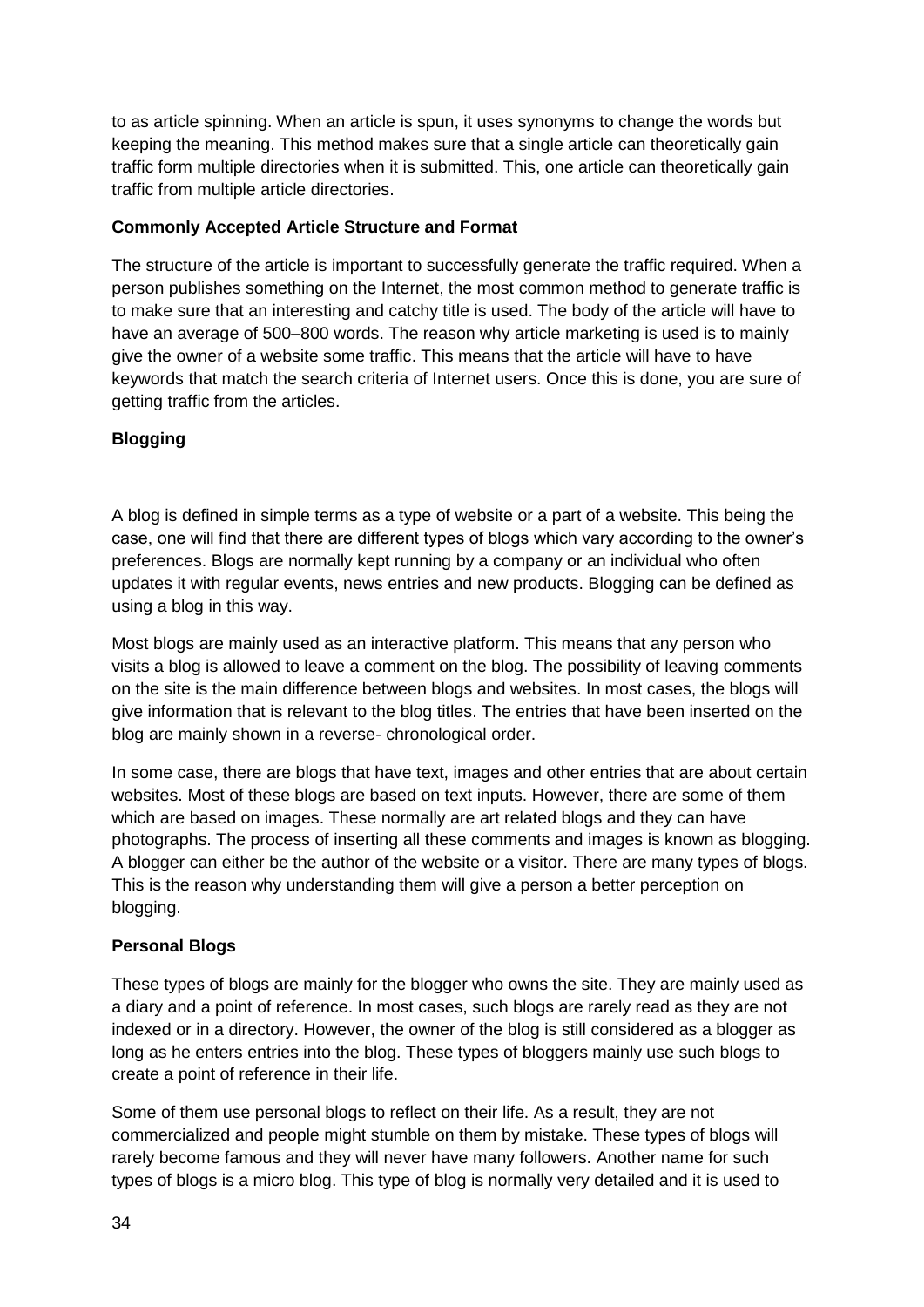to as article spinning. When an article is spun, it uses synonyms to change the words but keeping the meaning. This method makes sure that a single article can theoretically gain traffic form multiple directories when it is submitted. This, one article can theoretically gain traffic from multiple article directories.

**Commonly Accepted Article Structure and Format**

The structure of the article is important to successfully generate the traffic required. When a person publishes something on the Internet, the most common method to generate traffic is to make sure that an interesting and catchy title is used. The body of the article will have to have an average of 500–800 words. The reason why article marketing is used is to mainly give the owner of a website some traffic. This means that the article will have to have keywords that match the search criteria of Internet users. Once this is done, you are sure of getting traffic from the articles.

**Blogging**

A blog is defined in simple terms as a type of website or a part of a website. This being the case, one will find that there are different types of blogs which vary according to the owner's preferences. Blogs are normally kept running by a company or an individual who often updates it with regular events, news entries and new products. Blogging can be defined as using a blog in this way.

Most blogs are mainly used as an interactive platform. This means that any person who visits a blog is allowed to leave a comment on the blog. The possibility of leaving comments on the site is the main difference between blogs and websites. In most cases, the blogs will give information that is relevant to the blog titles. The entries that have been inserted on the blog are mainly shown in a reverse- chronological order.

In some case, there are blogs that have text, images and other entries that are about certain websites. Most of these blogs are based on text inputs. However, there are some of them which are based on images. These normally are art related blogs and they can have photographs. The process of inserting all these comments and images is known as blogging. A blogger can either be the author of the website or a visitor. There are many types of blogs. This is the reason why understanding them will give a person a better perception on blogging.

**Personal Blogs**

These types of blogs are mainly for the blogger who owns the site. They are mainly used as a diary and a point of reference. In most cases, such blogs are rarely read as they are not indexed or in a directory. However, the owner of the blog is still considered as a blogger as long as he enters entries into the blog. These types of bloggers mainly use such blogs to create a point of reference in their life.

Some of them use personal blogs to reflect on their life. As a result, they are not commercialized and people might stumble on them by mistake. These types of blogs will rarely become famous and they will never have many followers. Another name for such types of blogs is a micro blog. This type of blog is normally very detailed and it is used to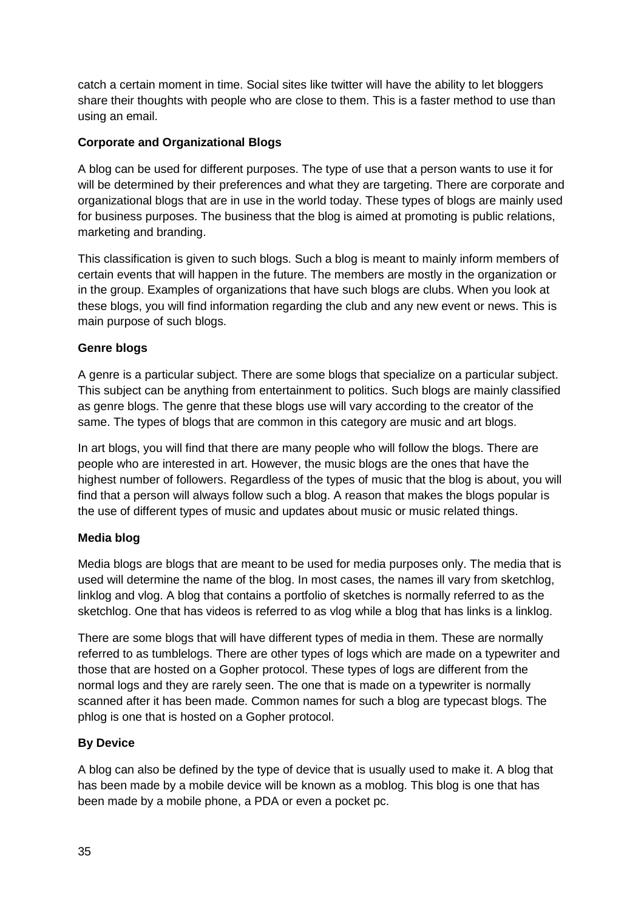catch a certain moment in time. Social sites like twitter will have the ability to let bloggers share their thoughts with people who are close to them. This is a faster method to use than using an email.

**Corporate and Organizational Blogs**

A blog can be used for different purposes. The type of use that a person wants to use it for will be determined by their preferences and what they are targeting. There are corporate and organizational blogs that are in use in the world today. These types of blogs are mainly used for business purposes. The business that the blog is aimed at promoting is public relations, marketing and branding.

This classification is given to such blogs. Such a blog is meant to mainly inform members of certain events that will happen in the future. The members are mostly in the organization or in the group. Examples of organizations that have such blogs are clubs. When you look at these blogs, you will find information regarding the club and any new event or news. This is main purpose of such blogs.

**Genre blogs**

A genre is a particular subject. There are some blogs that specialize on a particular subject. This subject can be anything from entertainment to politics. Such blogs are mainly classified as genre blogs. The genre that these blogs use will vary according to the creator of the same. The types of blogs that are common in this category are music and art blogs.

In art blogs, you will find that there are many people who will follow the blogs. There are people who are interested in art. However, the music blogs are the ones that have the highest number of followers. Regardless of the types of music that the blog is about, you will find that a person will always follow such a blog. A reason that makes the blogs popular is the use of different types of music and updates about music or music related things.

**Media blog**

Media blogs are blogs that are meant to be used for media purposes only. The media that is used will determine the name of the blog. In most cases, the names ill vary from sketchlog, linklog and vlog. A blog that contains a portfolio of sketches is normally referred to as the sketchlog. One that has videos is referred to as vlog while a blog that has links is a linklog.

There are some blogs that will have different types of media in them. These are normally referred to as tumblelogs. There are other types of logs which are made on a typewriter and those that are hosted on a Gopher protocol. These types of logs are different from the normal logs and they are rarely seen. The one that is made on a typewriter is normally scanned after it has been made. Common names for such a blog are typecast blogs. The phlog is one that is hosted on a Gopher protocol.

**By Device**

A blog can also be defined by the type of device that is usually used to make it. A blog that has been made by a mobile device will be known as a moblog. This blog is one that has been made by a mobile phone, a PDA or even a pocket pc.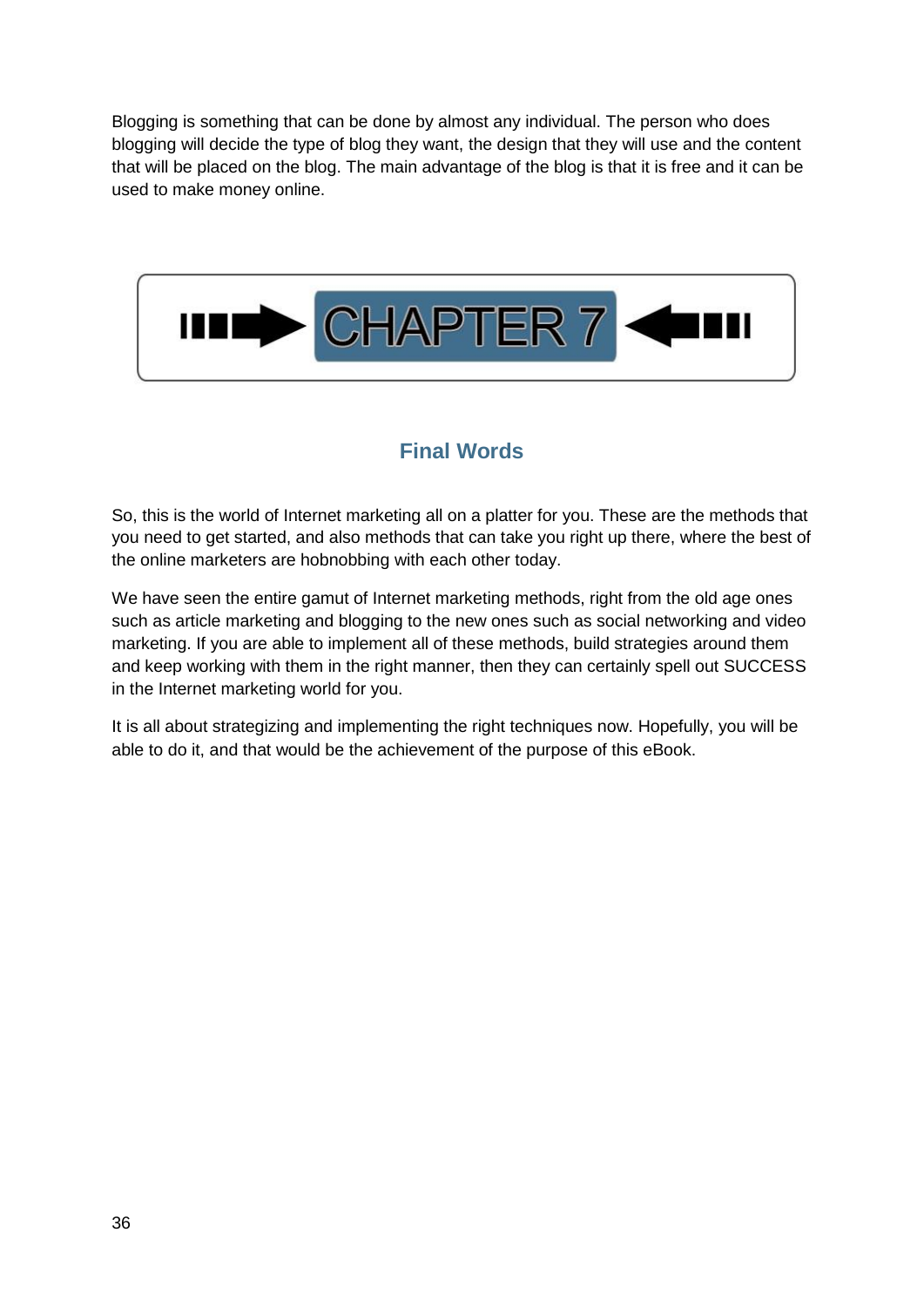Blogging is something that can be done by almost any individual. The person who does blogging will decide the type of blog they want, the design that they will use and the content that will be placed on the blog. The main advantage of the blog is that it is free and it can be used to make money online.

# CHAPTER 7

## Final Words

So, this is the world of Internet marketing all on a platter for you. These are the methods that you need to get started, and also methods that can take you right up there, where the best of the online marketers are hobnobbing with each other today.

We have seen the entire gamut of Internet marketing methods, right from the old age ones such as article marketing and blogging to the new ones such as social networking and video marketing. If you are able to implement all of these methods, build strategies around them and keep working with them in the right manner, then they can certainly spell out SUCCESS in the Internet marketing world for you.

It is all about strategizing and implementing the right techniques now. Hopefully, you will be able to do it, and that would be the achievement of the purpose of this eBook.